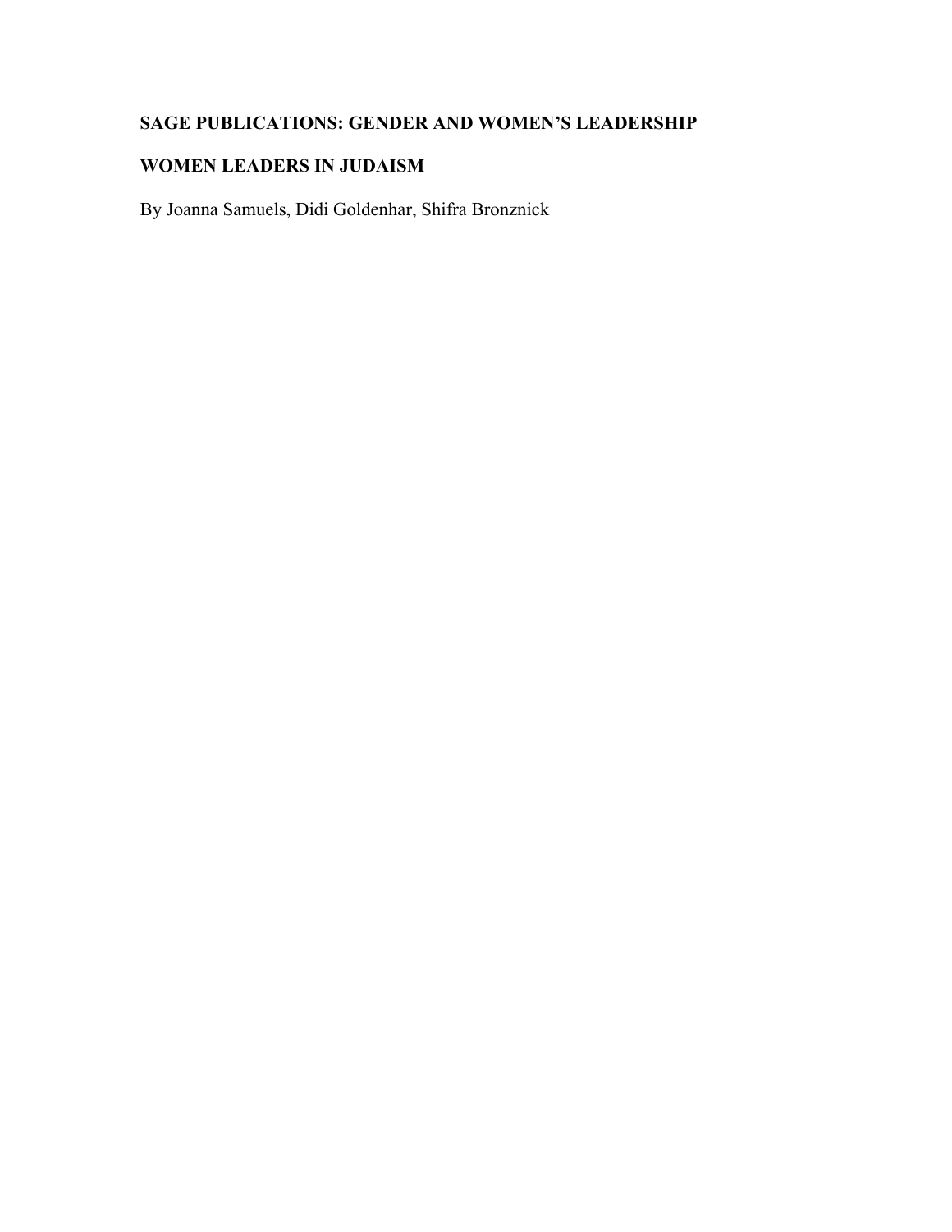**SAGE PUBLICATIONS: GENDER AND WOMEN'S LEADERSHIP**

# WOMEN LEADERS IN JUDAISM

By Joanna Samuels, Didi Goldenhar, Shifra Bronznick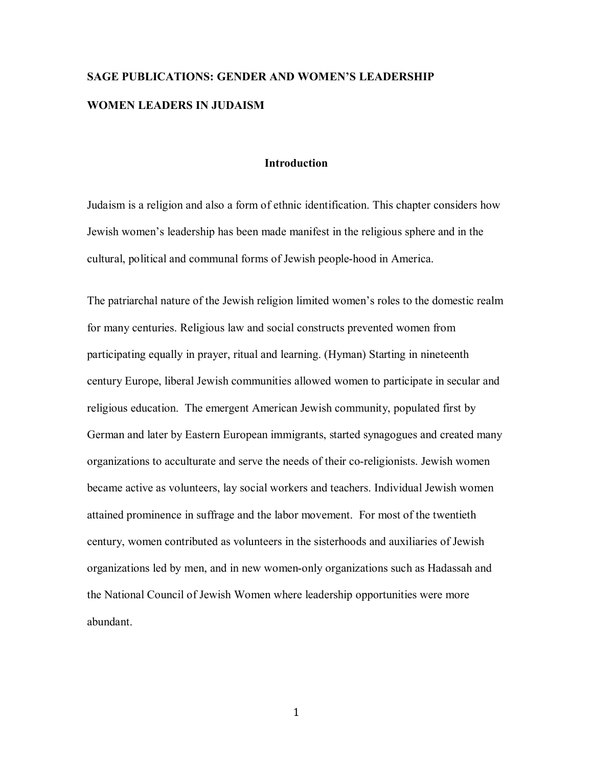**SAGE PUBLICATIONS: GENDER AND WOMEN'S LEADERSHIP**

**WOMEN LEADERS IN JUDAISM**

## Introduction

Judaism is a religion and also a form of ethnic identification. This chapter considers how Jewish women's leadership has been made manifest in the religious sphere and in the cultural, political and communal forms of Jewish people-hood in America.

The patriarchal nature of the Jewish religion limited women's roles to the domestic realm for many centuries. Religious law and social constructs prevented women from participating equally in prayer, ritual and learning. (Hyman) Starting in nineteenth century Europe, liberal Jewish communities allowed women to participate in secular and religious education. The emergent American Jewish community, populated first by German and later by Eastern European immigrants, started synagogues and created many organizations to acculturate and serve the needs of their co-religionists. Jewish women became active as volunteers, lay social workers and teachers. Individual Jewish women attained prominence in suffrage and the labor movement. For most of the twentieth century, women contributed as volunteers in the sisterhoods and auxiliaries of Jewish organizations led by men, and in new women-only organizations such as Hadassah and the National Council of Jewish Women where leadership opportunities were more abundant.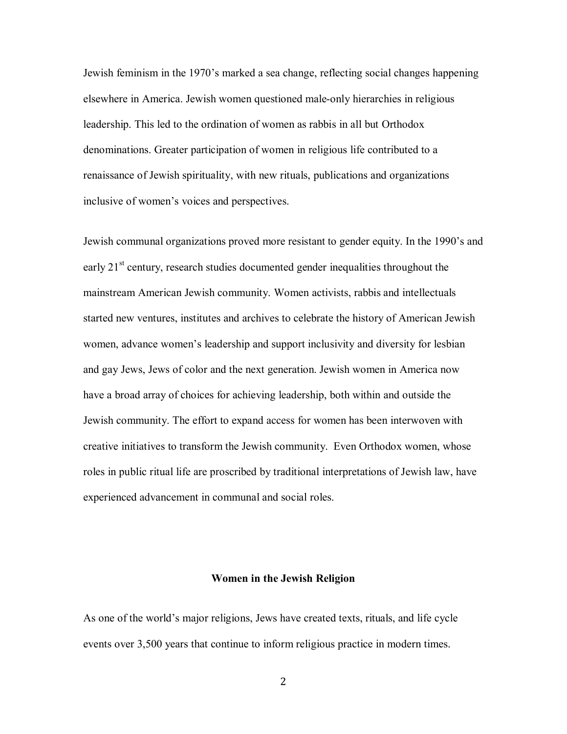Jewish feminism in the 1970's marked a sea change, reflecting social changes happening elsewhere in America. Jewish women questioned male-only hierarchies in religious leadership. This led to the ordination of women as rabbis in all but Orthodox denominations. Greater participation of women in religious life contributed to a renaissance of Jewish spirituality, with new rituals, publications and organizations inclusive of women's voices and perspectives.

Jewish communal organizations proved more resistant to gender equity. In the 1990's and early 21st century, research studies documented gender inequalities throughout the mainstream American Jewish community. Women activists, rabbis and intellectuals started new ventures, institutes and archives to celebrate the history of American Jewish women, advance women's leadership and support inclusivity and diversity for lesbian and gay Jews, Jews of color and the next generation. Jewish women in America now have a broad array of choices for achieving leadership, both within and outside the Jewish community. The effort to expand access for women has been interwoven with creative initiatives to transform the Jewish community. Even Orthodox women, whose roles in public ritual life are proscribed by traditional interpretations of Jewish law, have experienced advancement in communal and social roles.

## Women in the Jewish Religion

As one of the world's major religions, Jews have created texts, rituals, and life cycle events over 3,500 years that continue to inform religious practice in modern times.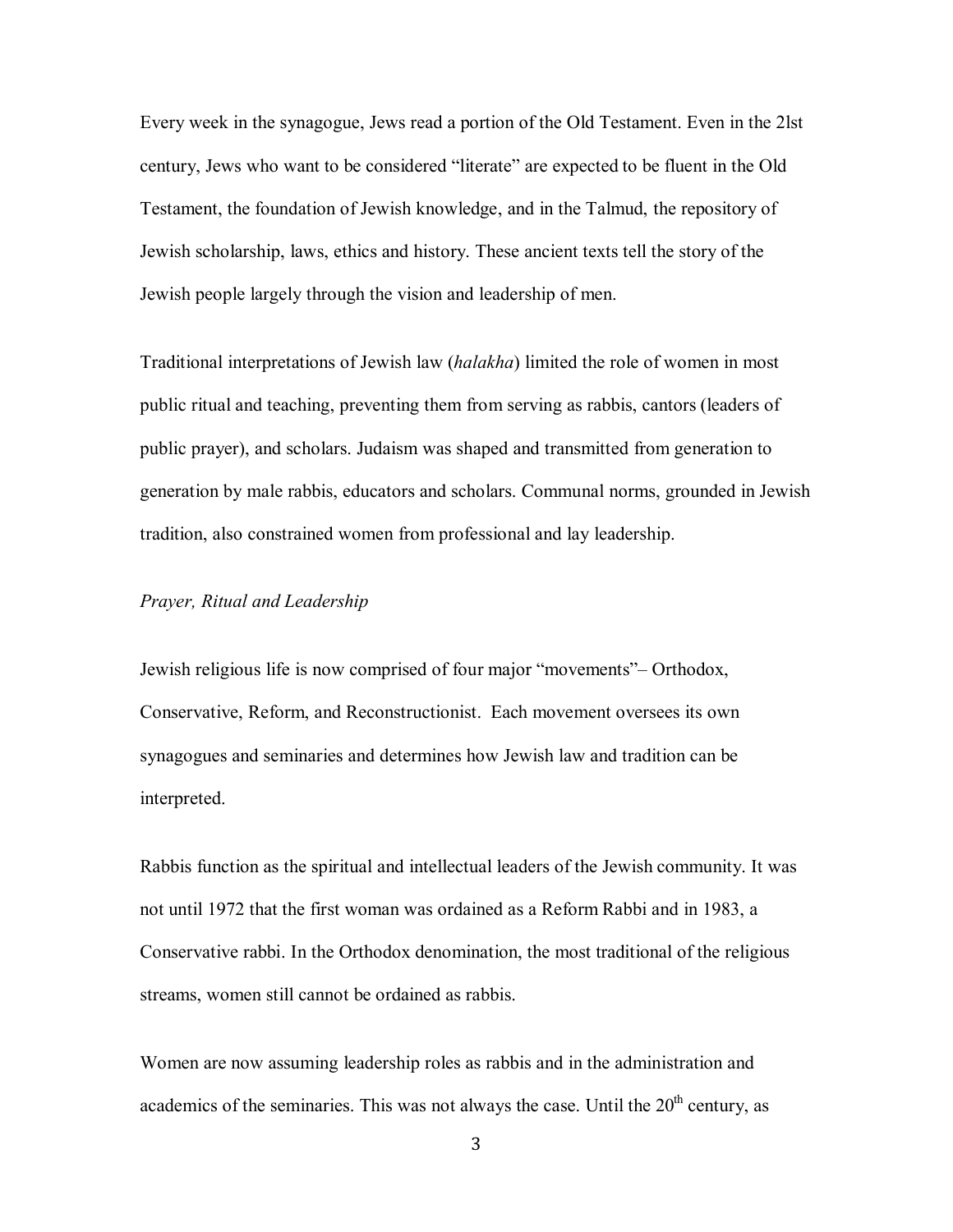Every week in the synagogue, Jews read a portion of the Old Testament. Even in the 2lst century, Jews who want to be considered "literate" are expected to be fluent in the Old Testament, the foundation of Jewish knowledge, and in the Talmud, the repository of Jewish scholarship, laws, ethics and history. These ancient texts tell the story of the Jewish people largely through the vision and leadership of men.

Traditional interpretations of Jewish law (*halakha*) limited the role of women in most public ritual and teaching, preventing them from serving as rabbis, cantors (leaders of public prayer), and scholars. Judaism was shaped and transmitted from generation to generation by male rabbis, educators and scholars. Communal norms, grounded in Jewish tradition, also constrained women from professional and lay leadership.

*Prayer, Ritual and Leadership*

Jewish religious life is now comprised of four major "movements"– Orthodox, Conservative, Reform, and Reconstructionist. Each movement oversees its own synagogues and seminaries and determines how Jewish law and tradition can be interpreted.

Rabbis function as the spiritual and intellectual leaders of the Jewish community. It was not until 1972 that the first woman was ordained as a Reform Rabbi and in 1983, a Conservative rabbi. In the Orthodox denomination, the most traditional of the religious streams, women still cannot be ordained as rabbis.

Women are now assuming leadership roles as rabbis and in the administration and academics of the seminaries. This was not always the case. Until the 20th century, as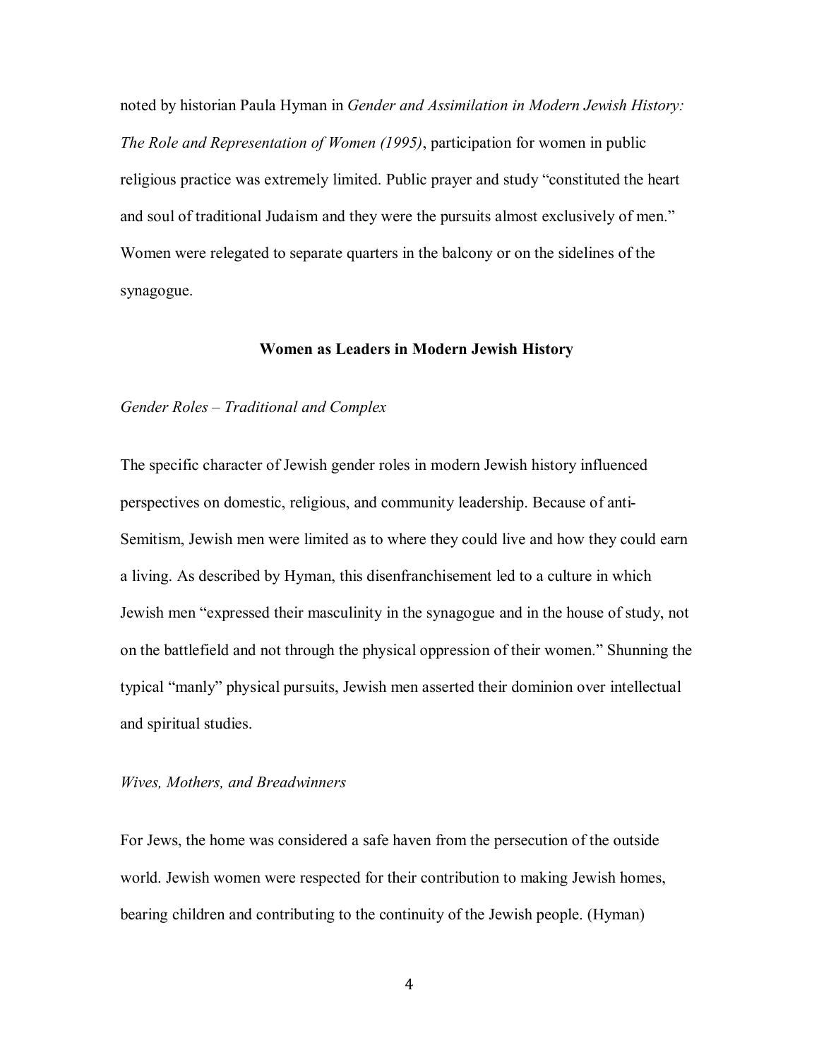noted by historian Paula Hyman in *Gender and Assimilation in Modern Jewish History: The Role and Representation of Women (1995)*, participation for women in public religious practice was extremely limited. Public prayer and study "constituted the heart and soul of traditional Judaism and they were the pursuits almost exclusively of men." Women were relegated to separate quarters in the balcony or on the sidelines of the synagogue.

## Women as Leaders in Modern Jewish History

*Gender Roles – Traditional and Complex*

The specific character of Jewish gender roles in modern Jewish history influenced perspectives on domestic, religious, and community leadership. Because of anti-Semitism, Jewish men were limited as to where they could live and how they could earn a living. As described by Hyman, this disenfranchisement led to a culture in which Jewish men "expressed their masculinity in the synagogue and in the house of study, not on the battlefield and not through the physical oppression of their women." Shunning the typical "manly" physical pursuits, Jewish men asserted their dominion over intellectual and spiritual studies.

*Wives, Mothers, and Breadwinners*

For Jews, the home was considered a safe haven from the persecution of the outside world. Jewish women were respected for their contribution to making Jewish homes, bearing children and contributing to the continuity of the Jewish people. (Hyman)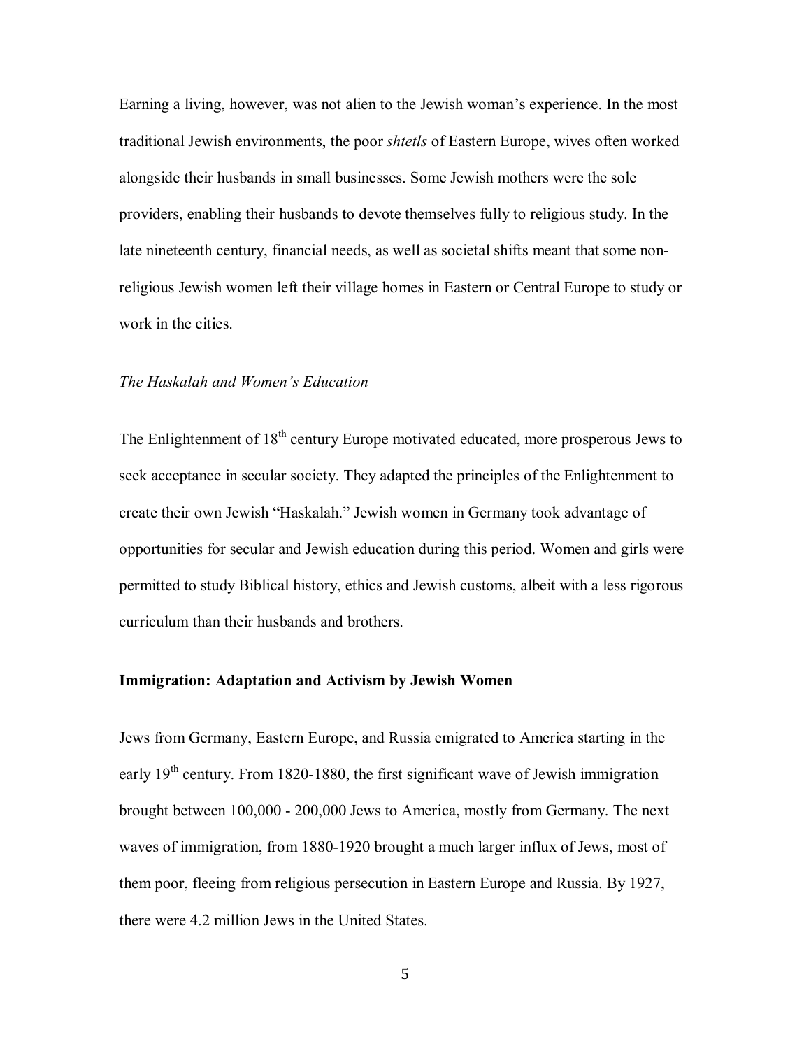Earning a living, however, was not alien to the Jewish woman's experience. In the most traditional Jewish environments, the poor *shtetls* of Eastern Europe, wives often worked alongside their husbands in small businesses. Some Jewish mothers were the sole providers, enabling their husbands to devote themselves fully to religious study. In the late nineteenth century, financial needs, as well as societal shifts meant that some non-religious Jewish women left their village homes in Eastern or Central Europe to study or work in the cities.

*The Haskalah and Women's Education*

The Enlightenment of 18th century Europe motivated educated, more prosperous Jews to seek acceptance in secular society. They adapted the principles of the Enlightenment to create their own Jewish "Haskalah." Jewish women in Germany took advantage of opportunities for secular and Jewish education during this period. Women and girls were permitted to study Biblical history, ethics and Jewish customs, albeit with a less rigorous curriculum than their husbands and brothers.

**Immigration: Adaptation and Activism by Jewish Women**

Jews from Germany, Eastern Europe, and Russia emigrated to America starting in the early 19th century. From 1820-1880, the first significant wave of Jewish immigration brought between 100,000 - 200,000 Jews to America, mostly from Germany. The next waves of immigration, from 1880-1920 brought a much larger influx of Jews, most of them poor, fleeing from religious persecution in Eastern Europe and Russia. By 1927, there were 4.2 million Jews in the United States.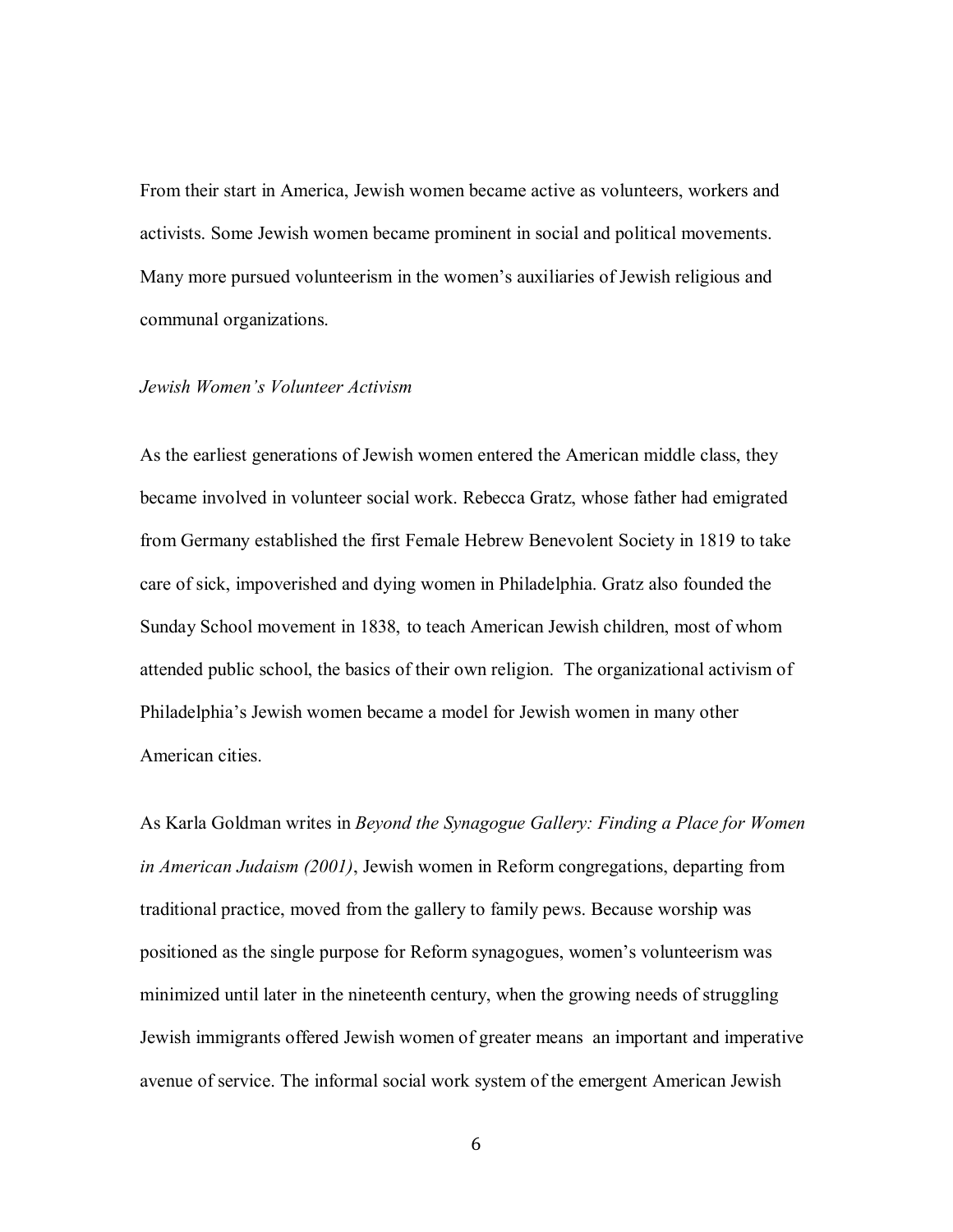From their start in America, Jewish women became active as volunteers, workers and activists. Some Jewish women became prominent in social and political movements. Many more pursued volunteerism in the women's auxiliaries of Jewish religious and communal organizations.

*Jewish Women's Volunteer Activism*

As the earliest generations of Jewish women entered the American middle class, they became involved in volunteer social work. Rebecca Gratz, whose father had emigrated from Germany established the first Female Hebrew Benevolent Society in 1819 to take care of sick, impoverished and dying women in Philadelphia. Gratz also founded the Sunday School movement in 1838, to teach American Jewish children, most of whom attended public school, the basics of their own religion. The organizational activism of Philadelphia's Jewish women became a model for Jewish women in many other American cities.

As Karla Goldman writes in *Beyond the Synagogue Gallery: Finding a Place for Women in American Judaism (2001)*, Jewish women in Reform congregations, departing from traditional practice, moved from the gallery to family pews. Because worship was positioned as the single purpose for Reform synagogues, women's volunteerism was minimized until later in the nineteenth century, when the growing needs of struggling Jewish immigrants offered Jewish women of greater means an important and imperative avenue of service. The informal social work system of the emergent American Jewish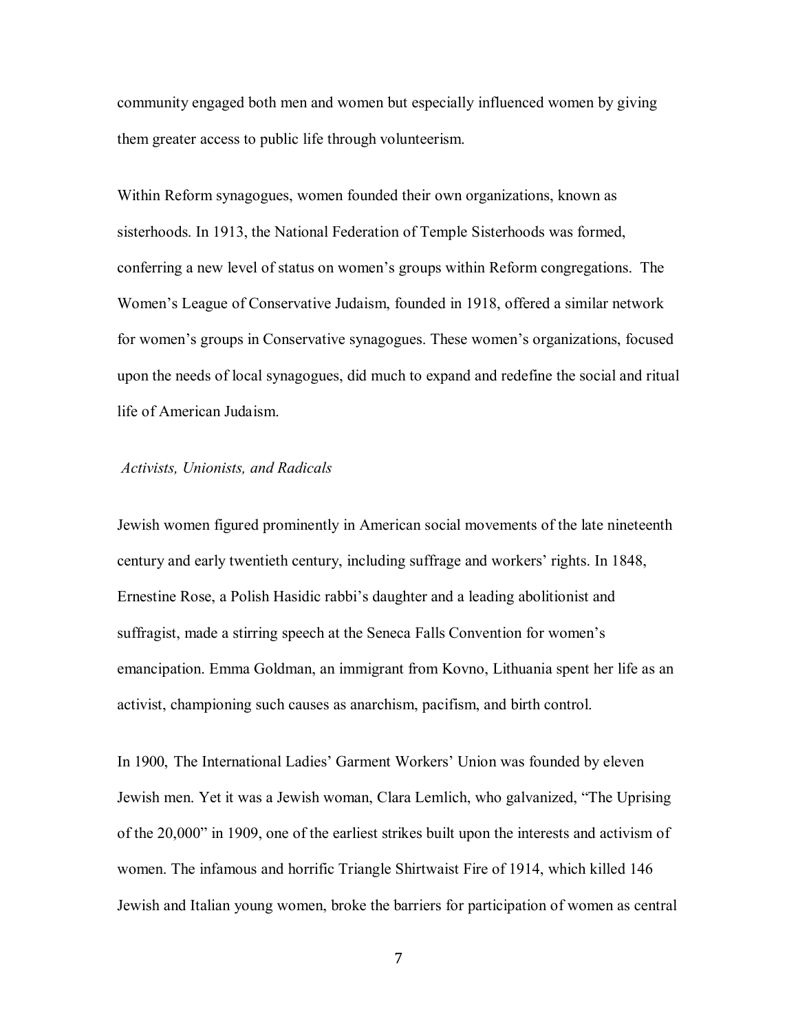community engaged both men and women but especially influenced women by giving them greater access to public life through volunteerism.

Within Reform synagogues, women founded their own organizations, known as sisterhoods. In 1913, the National Federation of Temple Sisterhoods was formed, conferring a new level of status on women's groups within Reform congregations. The Women's League of Conservative Judaism, founded in 1918, offered a similar network for women's groups in Conservative synagogues. These women's organizations, focused upon the needs of local synagogues, did much to expand and redefine the social and ritual life of American Judaism.

### *Activists, Unionists, and Radicals*

Jewish women figured prominently in American social movements of the late nineteenth century and early twentieth century, including suffrage and workers' rights. In 1848, Ernestine Rose, a Polish Hasidic rabbi's daughter and a leading abolitionist and suffragist, made a stirring speech at the Seneca Falls Convention for women's emancipation. Emma Goldman, an immigrant from Kovno, Lithuania spent her life as an activist, championing such causes as anarchism, pacifism, and birth control.

In 1900, The International Ladies' Garment Workers' Union was founded by eleven Jewish men. Yet it was a Jewish woman, Clara Lemlich, who galvanized, "The Uprising of the 20,000" in 1909, one of the earliest strikes built upon the interests and activism of women. The infamous and horrific Triangle Shirtwaist Fire of 1914, which killed 146 Jewish and Italian young women, broke the barriers for participation of women as central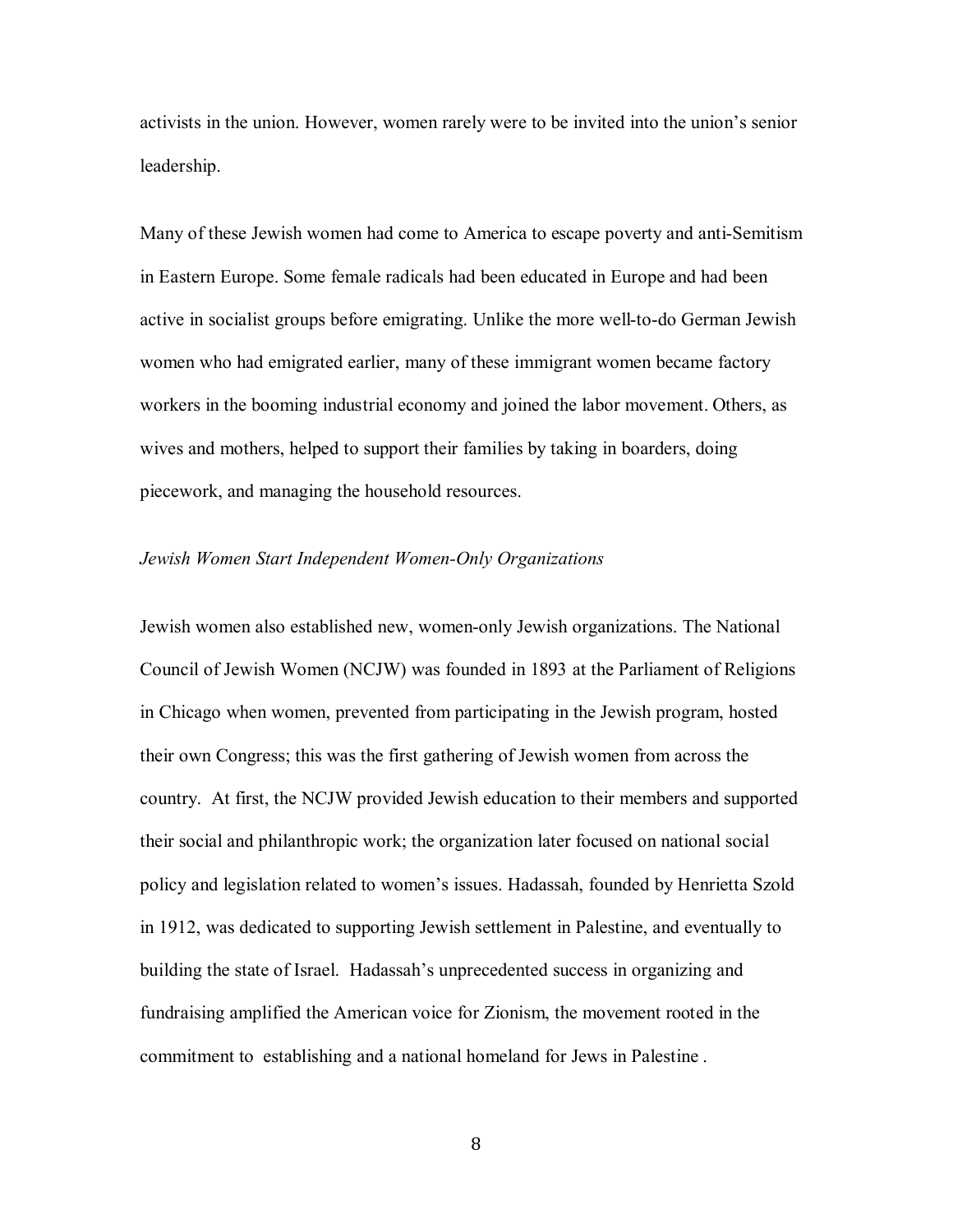activists in the union. However, women rarely were to be invited into the union's senior leadership.

Many of these Jewish women had come to America to escape poverty and anti-Semitism in Eastern Europe. Some female radicals had been educated in Europe and had been active in socialist groups before emigrating. Unlike the more well-to-do German Jewish women who had emigrated earlier, many of these immigrant women became factory workers in the booming industrial economy and joined the labor movement. Others, as wives and mothers, helped to support their families by taking in boarders, doing piecework, and managing the household resources.

*Jewish Women Start Independent Women-Only Organizations*

Jewish women also established new, women-only Jewish organizations. The National Council of Jewish Women (NCJW) was founded in 1893 at the Parliament of Religions in Chicago when women, prevented from participating in the Jewish program, hosted their own Congress; this was the first gathering of Jewish women from across the country. At first, the NCJW provided Jewish education to their members and supported their social and philanthropic work; the organization later focused on national social policy and legislation related to women's issues. Hadassah, founded by Henrietta Szold in 1912, was dedicated to supporting Jewish settlement in Palestine, and eventually to building the state of Israel. Hadassah's unprecedented success in organizing and fundraising amplified the American voice for Zionism, the movement rooted in the commitment to establishing and a national homeland for Jews in Palestine .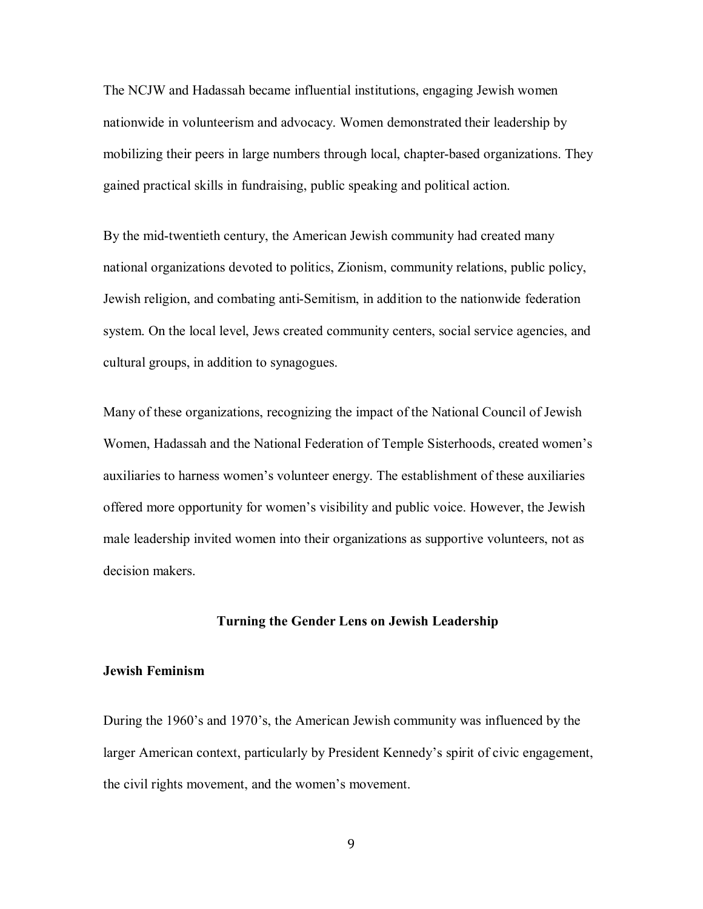The NCJW and Hadassah became influential institutions, engaging Jewish women nationwide in volunteerism and advocacy. Women demonstrated their leadership by mobilizing their peers in large numbers through local, chapter-based organizations. They gained practical skills in fundraising, public speaking and political action.

By the mid-twentieth century, the American Jewish community had created many national organizations devoted to politics, Zionism, community relations, public policy, Jewish religion, and combating anti-Semitism, in addition to the nationwide federation system. On the local level, Jews created community centers, social service agencies, and cultural groups, in addition to synagogues.

Many of these organizations, recognizing the impact of the National Council of Jewish Women, Hadassah and the National Federation of Temple Sisterhoods, created women's auxiliaries to harness women's volunteer energy. The establishment of these auxiliaries offered more opportunity for women's visibility and public voice. However, the Jewish male leadership invited women into their organizations as supportive volunteers, not as decision makers.

## Turning the Gender Lens on Jewish Leadership

### Jewish Feminism

During the 1960's and 1970's, the American Jewish community was influenced by the larger American context, particularly by President Kennedy's spirit of civic engagement, the civil rights movement, and the women's movement.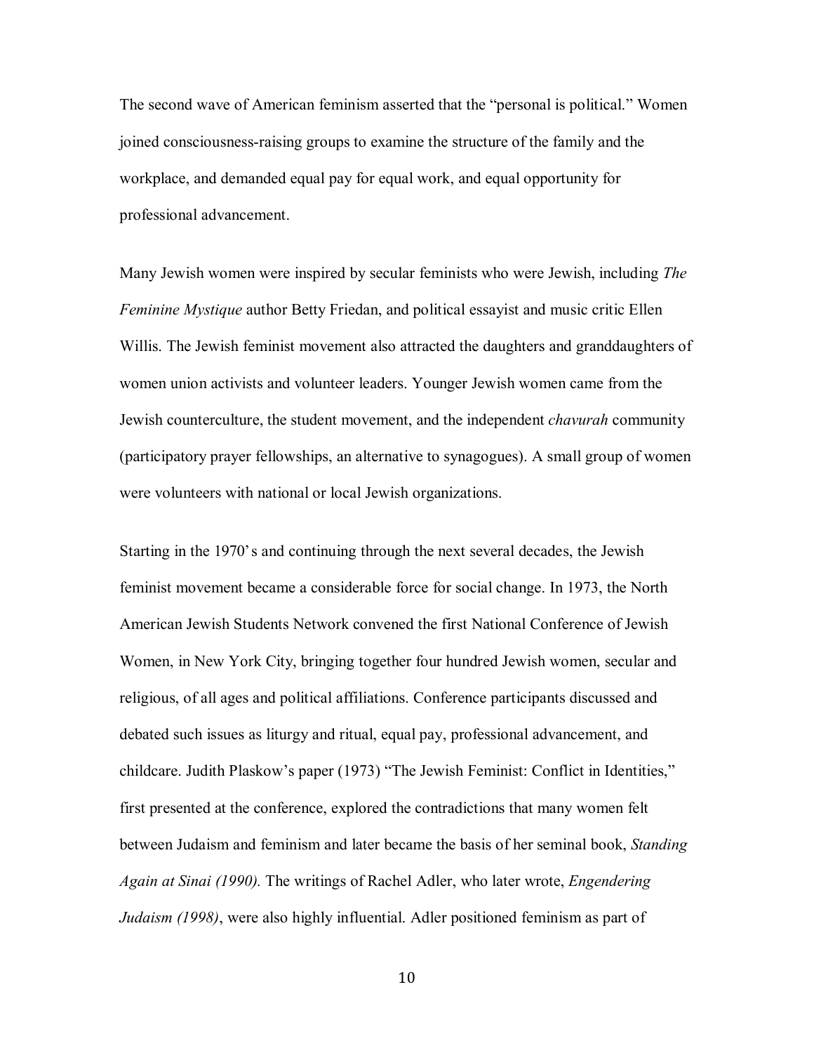The second wave of American feminism asserted that the "personal is political." Women joined consciousness-raising groups to examine the structure of the family and the workplace, and demanded equal pay for equal work, and equal opportunity for professional advancement.

Many Jewish women were inspired by secular feminists who were Jewish, including *The Feminine Mystique* author Betty Friedan, and political essayist and music critic Ellen Willis. The Jewish feminist movement also attracted the daughters and granddaughters of women union activists and volunteer leaders. Younger Jewish women came from the Jewish counterculture, the student movement, and the independent *chavurah* community (participatory prayer fellowships, an alternative to synagogues). A small group of women were volunteers with national or local Jewish organizations.

Starting in the 1970's and continuing through the next several decades, the Jewish feminist movement became a considerable force for social change. In 1973, the North American Jewish Students Network convened the first National Conference of Jewish Women, in New York City, bringing together four hundred Jewish women, secular and religious, of all ages and political affiliations. Conference participants discussed and debated such issues as liturgy and ritual, equal pay, professional advancement, and childcare. Judith Plaskow's paper (1973) "The Jewish Feminist: Conflict in Identities," first presented at the conference, explored the contradictions that many women felt between Judaism and feminism and later became the basis of her seminal book, *Standing Again at Sinai (1990).* The writings of Rachel Adler, who later wrote, *Engendering Judaism (1998)*, were also highly influential. Adler positioned feminism as part of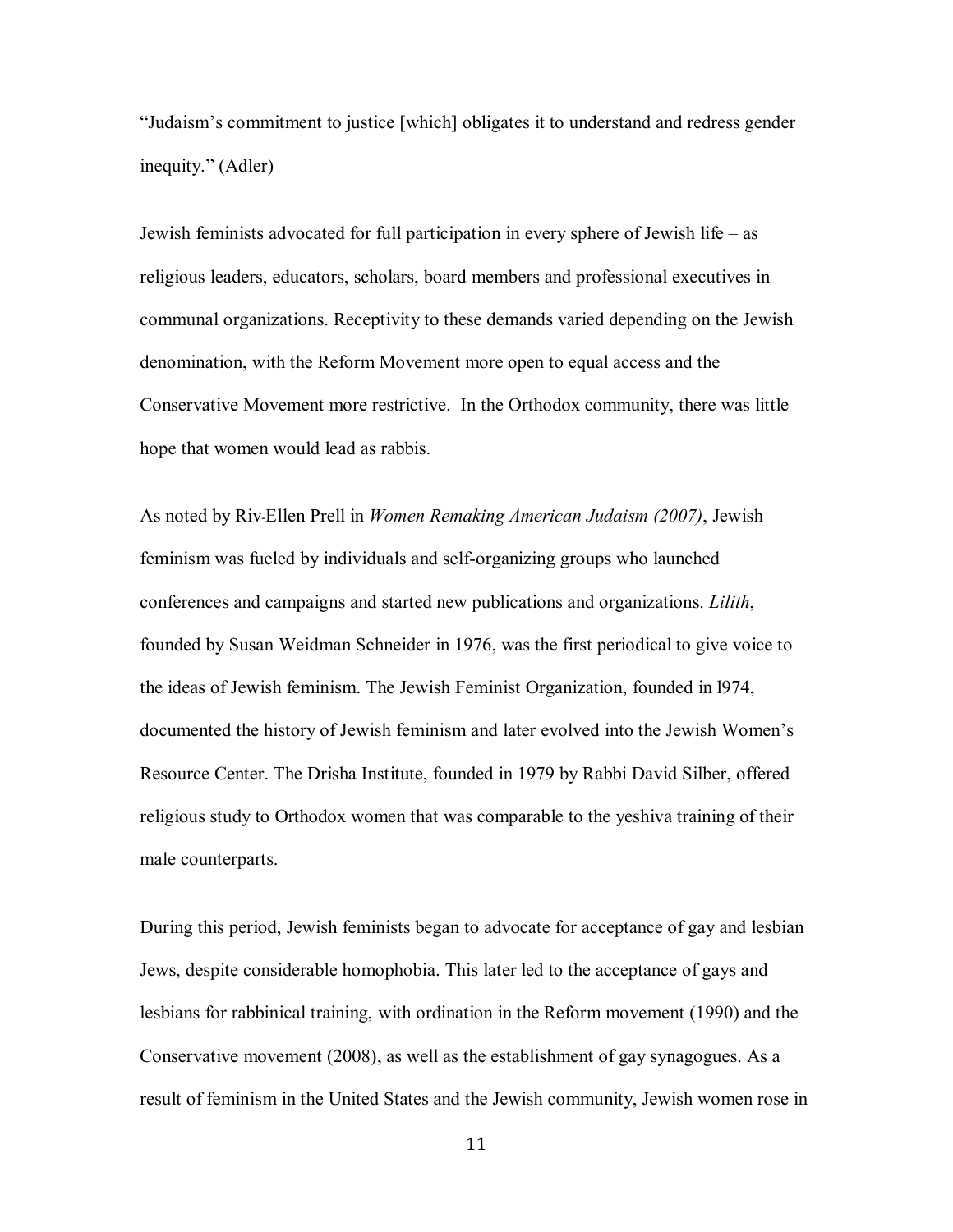"Judaism's commitment to justice [which] obligates it to understand and redress gender inequity." (Adler)

Jewish feminists advocated for full participation in every sphere of Jewish life – as religious leaders, educators, scholars, board members and professional executives in communal organizations. Receptivity to these demands varied depending on the Jewish denomination, with the Reform Movement more open to equal access and the Conservative Movement more restrictive. In the Orthodox community, there was little hope that women would lead as rabbis.

As noted by Riv-Ellen Prell in *Women Remaking American Judaism (2007)*, Jewish feminism was fueled by individuals and self-organizing groups who launched conferences and campaigns and started new publications and organizations. *Lilith*, founded by Susan Weidman Schneider in 1976, was the first periodical to give voice to the ideas of Jewish feminism. The Jewish Feminist Organization, founded in l974, documented the history of Jewish feminism and later evolved into the Jewish Women's Resource Center. The Drisha Institute, founded in 1979 by Rabbi David Silber, offered religious study to Orthodox women that was comparable to the yeshiva training of their male counterparts.

During this period, Jewish feminists began to advocate for acceptance of gay and lesbian Jews, despite considerable homophobia. This later led to the acceptance of gays and lesbians for rabbinical training, with ordination in the Reform movement (1990) and the Conservative movement (2008), as well as the establishment of gay synagogues. As a result of feminism in the United States and the Jewish community, Jewish women rose in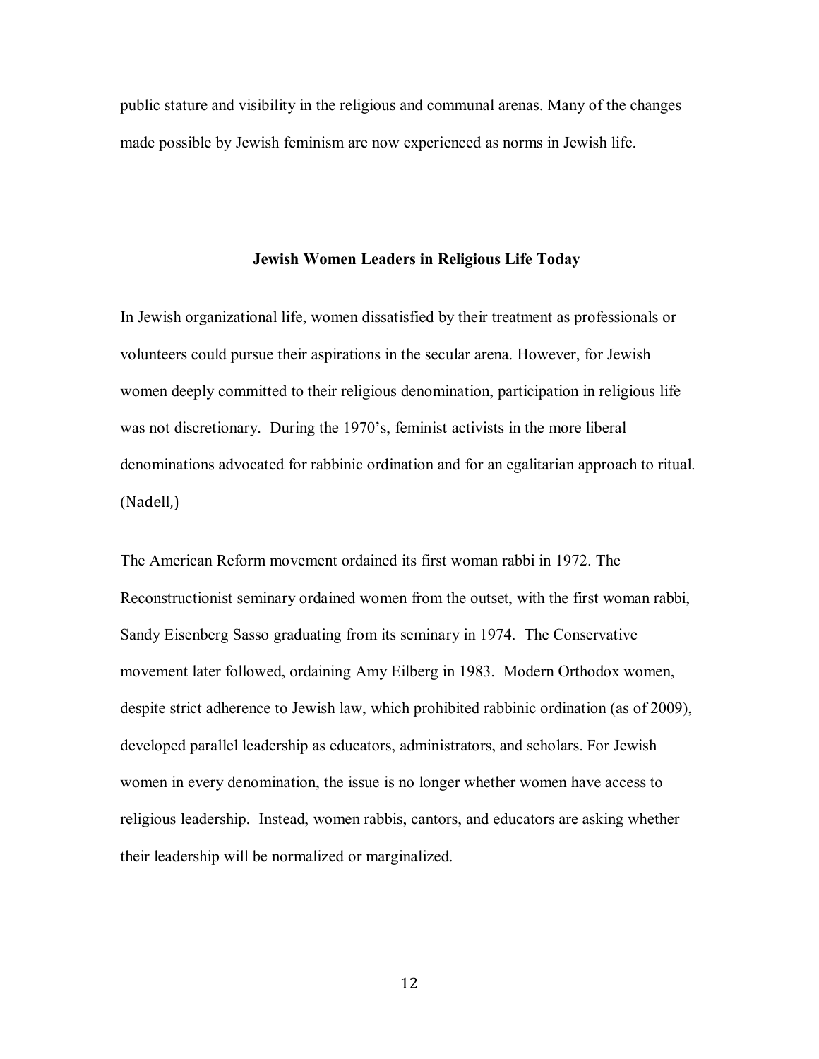public stature and visibility in the religious and communal arenas. Many of the changes made possible by Jewish feminism are now experienced as norms in Jewish life.

### Jewish Women Leaders in Religious Life Today

In Jewish organizational life, women dissatisfied by their treatment as professionals or volunteers could pursue their aspirations in the secular arena. However, for Jewish women deeply committed to their religious denomination, participation in religious life was not discretionary. During the 1970's, feminist activists in the more liberal denominations advocated for rabbinic ordination and for an egalitarian approach to ritual. (Nadell,)

The American Reform movement ordained its first woman rabbi in 1972. The Reconstructionist seminary ordained women from the outset, with the first woman rabbi, Sandy Eisenberg Sasso graduating from its seminary in 1974. The Conservative movement later followed, ordaining Amy Eilberg in 1983. Modern Orthodox women, despite strict adherence to Jewish law, which prohibited rabbinic ordination (as of 2009), developed parallel leadership as educators, administrators, and scholars. For Jewish women in every denomination, the issue is no longer whether women have access to religious leadership. Instead, women rabbis, cantors, and educators are asking whether their leadership will be normalized or marginalized.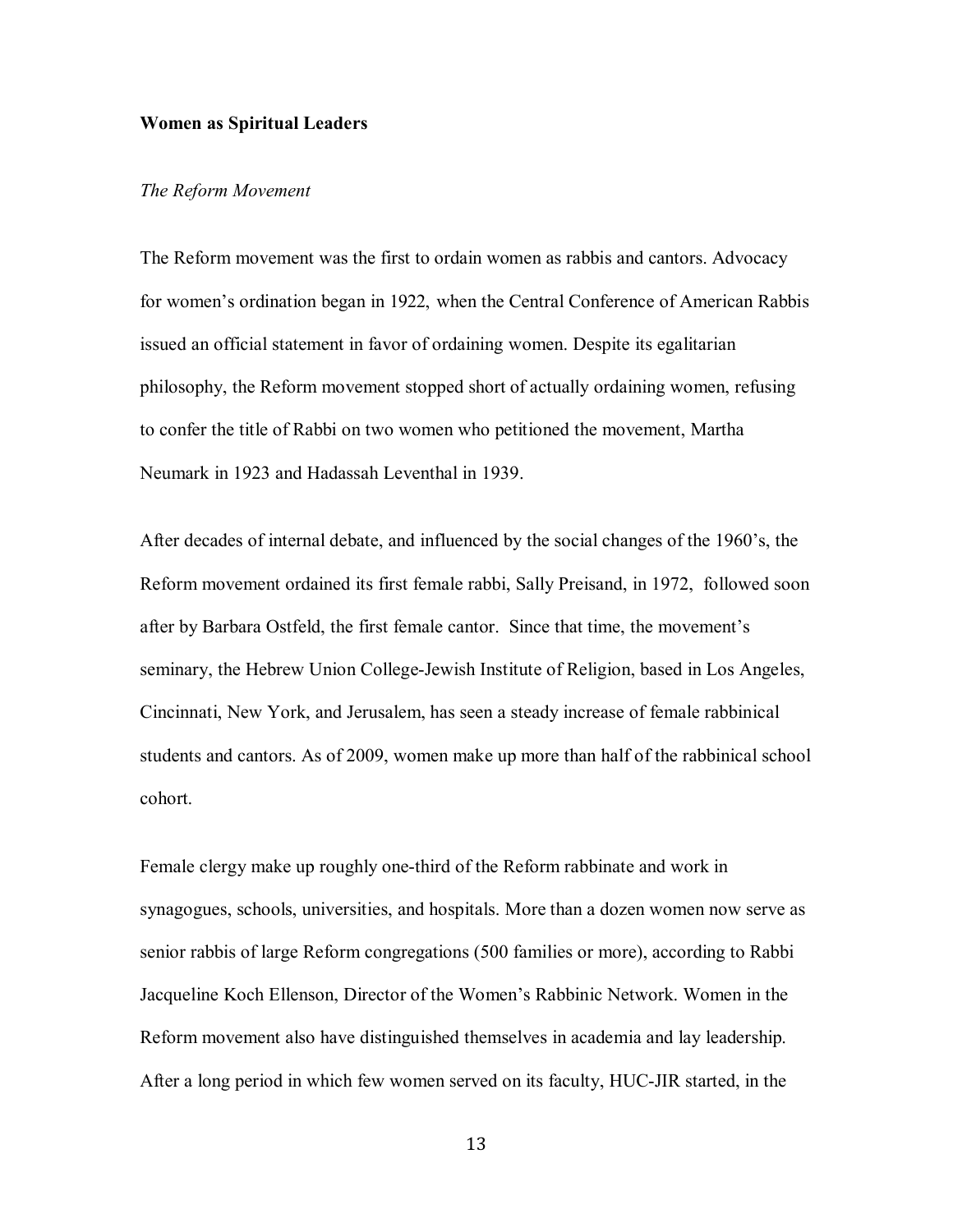**Women as Spiritual Leaders**

*The Reform Movement*

The Reform movement was the first to ordain women as rabbis and cantors. Advocacy for women's ordination began in 1922, when the Central Conference of American Rabbis issued an official statement in favor of ordaining women. Despite its egalitarian philosophy, the Reform movement stopped short of actually ordaining women, refusing to confer the title of Rabbi on two women who petitioned the movement, Martha Neumark in 1923 and Hadassah Leventhal in 1939.

After decades of internal debate, and influenced by the social changes of the 1960's, the Reform movement ordained its first female rabbi, Sally Preisand, in 1972, followed soon after by Barbara Ostfeld, the first female cantor. Since that time, the movement's seminary, the Hebrew Union College-Jewish Institute of Religion, based in Los Angeles, Cincinnati, New York, and Jerusalem, has seen a steady increase of female rabbinical students and cantors. As of 2009, women make up more than half of the rabbinical school cohort.

Female clergy make up roughly one-third of the Reform rabbinate and work in synagogues, schools, universities, and hospitals. More than a dozen women now serve as senior rabbis of large Reform congregations (500 families or more), according to Rabbi Jacqueline Koch Ellenson, Director of the Women's Rabbinic Network. Women in the Reform movement also have distinguished themselves in academia and lay leadership. After a long period in which few women served on its faculty, HUC-JIR started, in the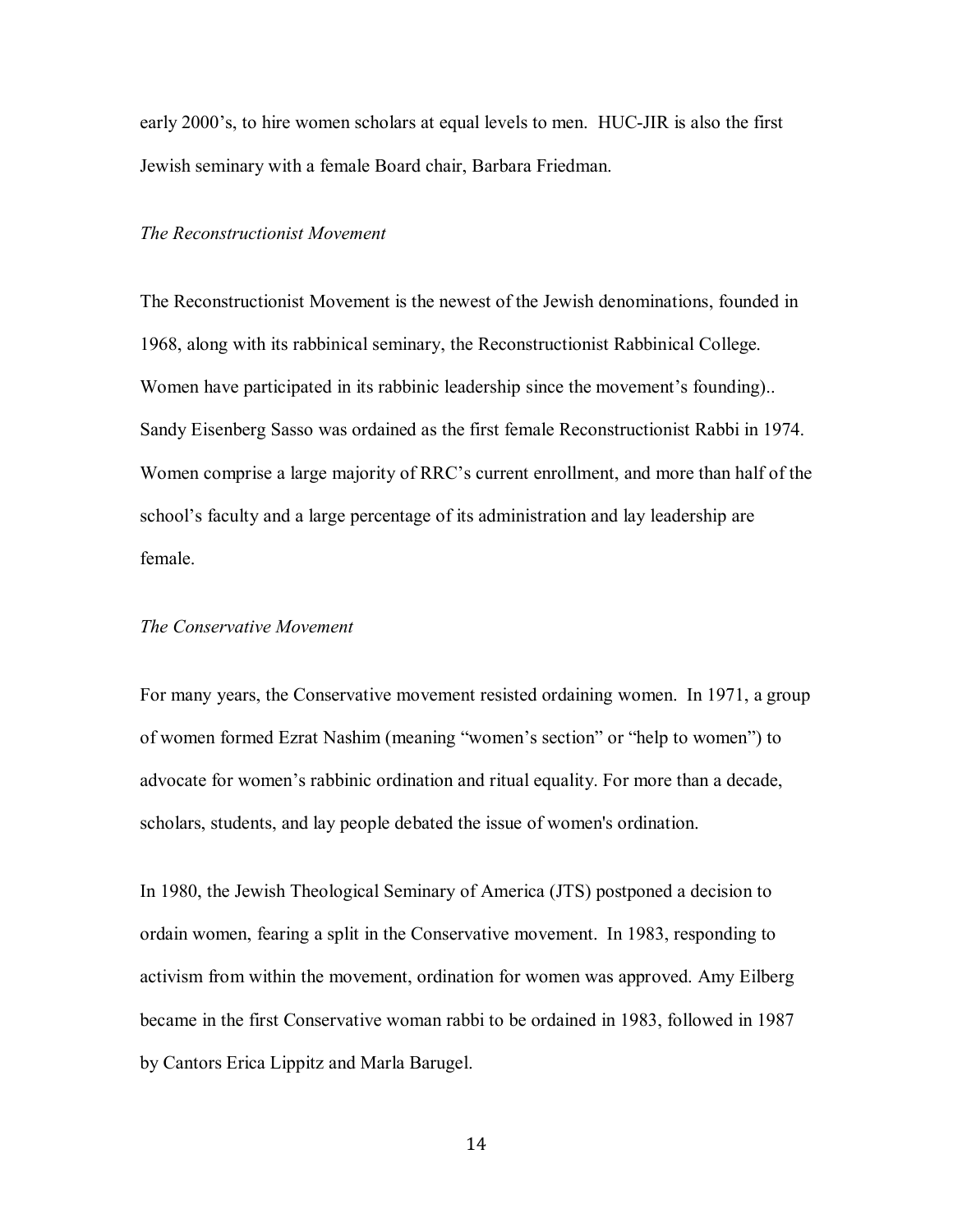early 2000's, to hire women scholars at equal levels to men. HUC-JIR is also the first Jewish seminary with a female Board chair, Barbara Friedman.

*The Reconstructionist Movement*

The Reconstructionist Movement is the newest of the Jewish denominations, founded in 1968, along with its rabbinical seminary, the Reconstructionist Rabbinical College. Women have participated in its rabbinic leadership since the movement's founding).. Sandy Eisenberg Sasso was ordained as the first female Reconstructionist Rabbi in 1974. Women comprise a large majority of RRC's current enrollment, and more than half of the school's faculty and a large percentage of its administration and lay leadership are female.

*The Conservative Movement*

For many years, the Conservative movement resisted ordaining women. In 1971, a group of women formed Ezrat Nashim (meaning "women's section" or "help to women") to advocate for women's rabbinic ordination and ritual equality. For more than a decade, scholars, students, and lay people debated the issue of women's ordination.

In 1980, the Jewish Theological Seminary of America (JTS) postponed a decision to ordain women, fearing a split in the Conservative movement. In 1983, responding to activism from within the movement, ordination for women was approved. Amy Eilberg became in the first Conservative woman rabbi to be ordained in 1983, followed in 1987 by Cantors Erica Lippitz and Marla Barugel.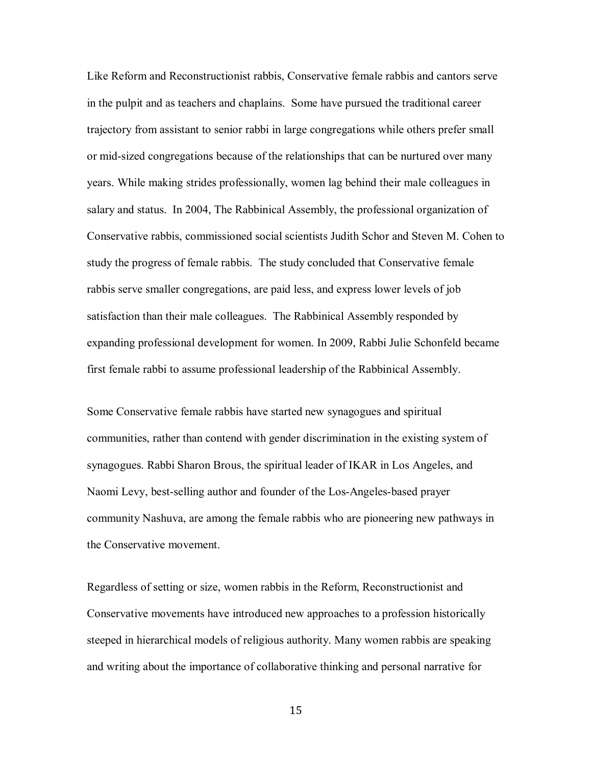Like Reform and Reconstructionist rabbis, Conservative female rabbis and cantors serve in the pulpit and as teachers and chaplains. Some have pursued the traditional career trajectory from assistant to senior rabbi in large congregations while others prefer small or mid-sized congregations because of the relationships that can be nurtured over many years. While making strides professionally, women lag behind their male colleagues in salary and status. In 2004, The Rabbinical Assembly, the professional organization of Conservative rabbis, commissioned social scientists Judith Schor and Steven M. Cohen to study the progress of female rabbis. The study concluded that Conservative female rabbis serve smaller congregations, are paid less, and express lower levels of job satisfaction than their male colleagues. The Rabbinical Assembly responded by expanding professional development for women. In 2009, Rabbi Julie Schonfeld became first female rabbi to assume professional leadership of the Rabbinical Assembly.

Some Conservative female rabbis have started new synagogues and spiritual communities, rather than contend with gender discrimination in the existing system of synagogues. Rabbi Sharon Brous, the spiritual leader of IKAR in Los Angeles, and Naomi Levy, best-selling author and founder of the Los-Angeles-based prayer community Nashuva, are among the female rabbis who are pioneering new pathways in the Conservative movement.

Regardless of setting or size, women rabbis in the Reform, Reconstructionist and Conservative movements have introduced new approaches to a profession historically steeped in hierarchical models of religious authority. Many women rabbis are speaking and writing about the importance of collaborative thinking and personal narrative for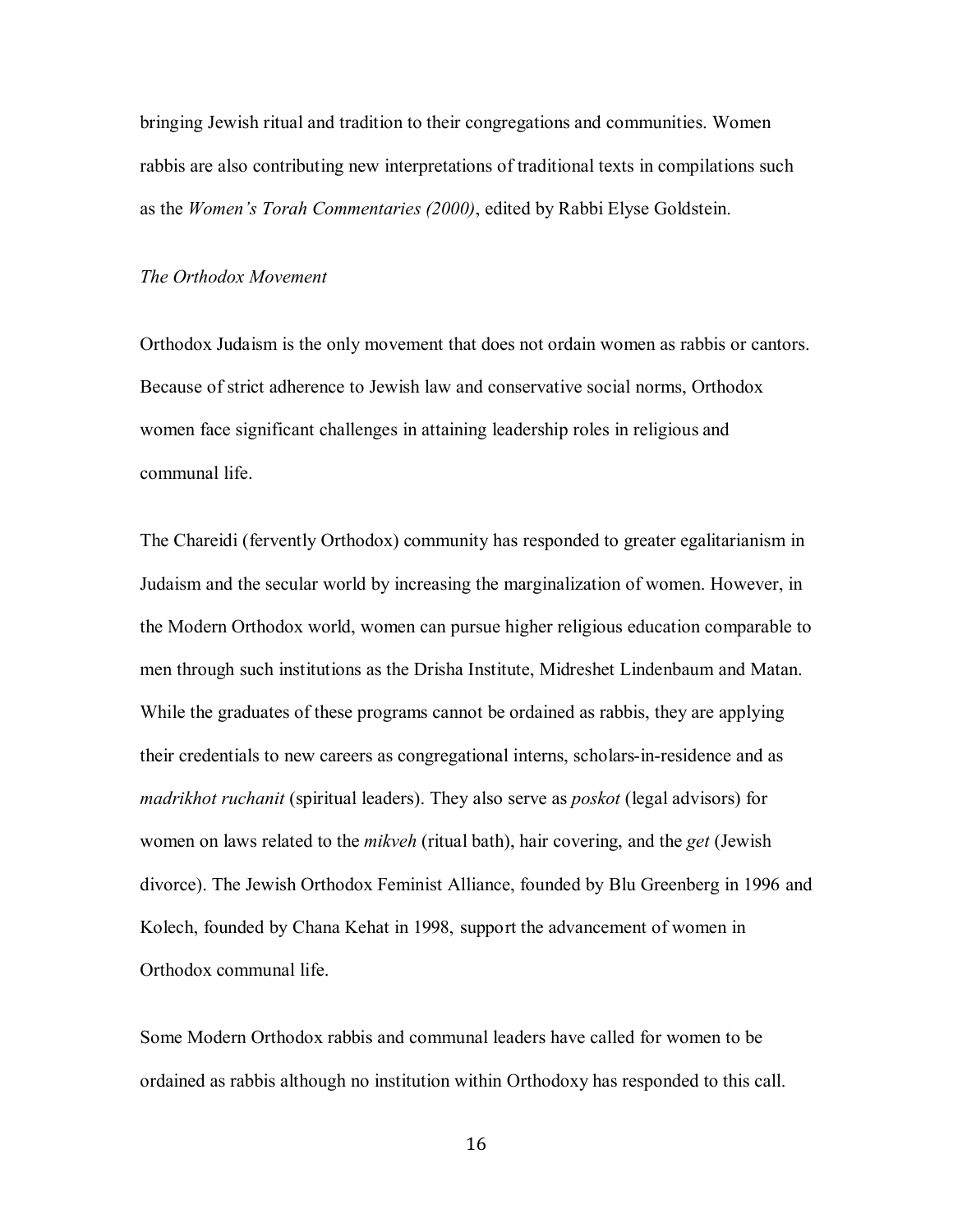bringing Jewish ritual and tradition to their congregations and communities. Women rabbis are also contributing new interpretations of traditional texts in compilations such as the *Women's Torah Commentaries (2000)*, edited by Rabbi Elyse Goldstein.

### *The Orthodox Movement*

Orthodox Judaism is the only movement that does not ordain women as rabbis or cantors. Because of strict adherence to Jewish law and conservative social norms, Orthodox women face significant challenges in attaining leadership roles in religious and communal life.

The Chareidi (fervently Orthodox) community has responded to greater egalitarianism in Judaism and the secular world by increasing the marginalization of women. However, in the Modern Orthodox world, women can pursue higher religious education comparable to men through such institutions as the Drisha Institute, Midreshet Lindenbaum and Matan. While the graduates of these programs cannot be ordained as rabbis, they are applying their credentials to new careers as congregational interns, scholars-in-residence and as *madrikhot ruchanit* (spiritual leaders). They also serve as *poskot* (legal advisors) for women on laws related to the *mikveh* (ritual bath), hair covering, and the *get* (Jewish divorce). The Jewish Orthodox Feminist Alliance, founded by Blu Greenberg in 1996 and Kolech, founded by Chana Kehat in 1998, support the advancement of women in Orthodox communal life.

Some Modern Orthodox rabbis and communal leaders have called for women to be ordained as rabbis although no institution within Orthodoxy has responded to this call.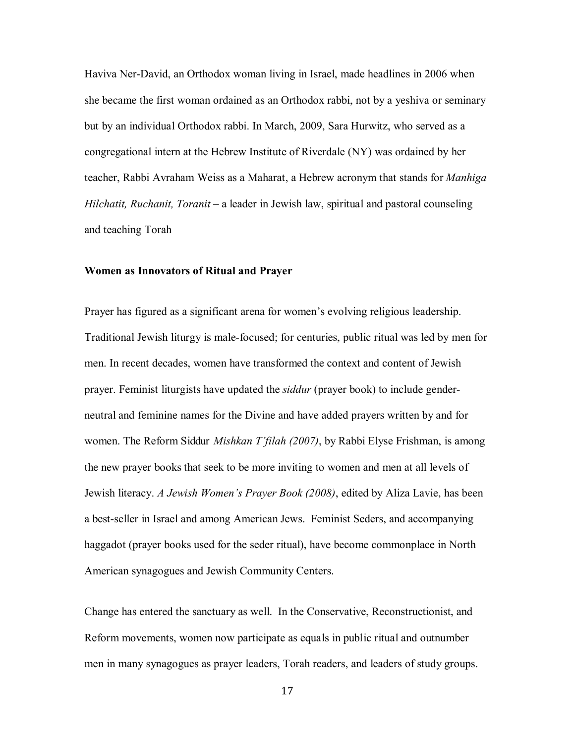Haviva Ner-David, an Orthodox woman living in Israel, made headlines in 2006 when she became the first woman ordained as an Orthodox rabbi, not by a yeshiva or seminary but by an individual Orthodox rabbi. In March, 2009, Sara Hurwitz, who served as a congregational intern at the Hebrew Institute of Riverdale (NY) was ordained by her teacher, Rabbi Avraham Weiss as a Maharat, a Hebrew acronym that stands for *Manhiga Hilchatit, Ruchanit, Toranit* – a leader in Jewish law, spiritual and pastoral counseling and teaching Torah

**Women as Innovators of Ritual and Prayer**

Prayer has figured as a significant arena for women's evolving religious leadership. Traditional Jewish liturgy is male-focused; for centuries, public ritual was led by men for men. In recent decades, women have transformed the context and content of Jewish prayer. Feminist liturgists have updated the *siddur* (prayer book) to include gender-neutral and feminine names for the Divine and have added prayers written by and for women. The Reform Siddur *Mishkan T'filah (2007)*, by Rabbi Elyse Frishman, is among the new prayer books that seek to be more inviting to women and men at all levels of Jewish literacy. *A Jewish Women's Prayer Book (2008)*, edited by Aliza Lavie, has been a best-seller in Israel and among American Jews. Feminist Seders, and accompanying haggadot (prayer books used for the seder ritual), have become commonplace in North American synagogues and Jewish Community Centers.

Change has entered the sanctuary as well. In the Conservative, Reconstructionist, and Reform movements, women now participate as equals in public ritual and outnumber men in many synagogues as prayer leaders, Torah readers, and leaders of study groups.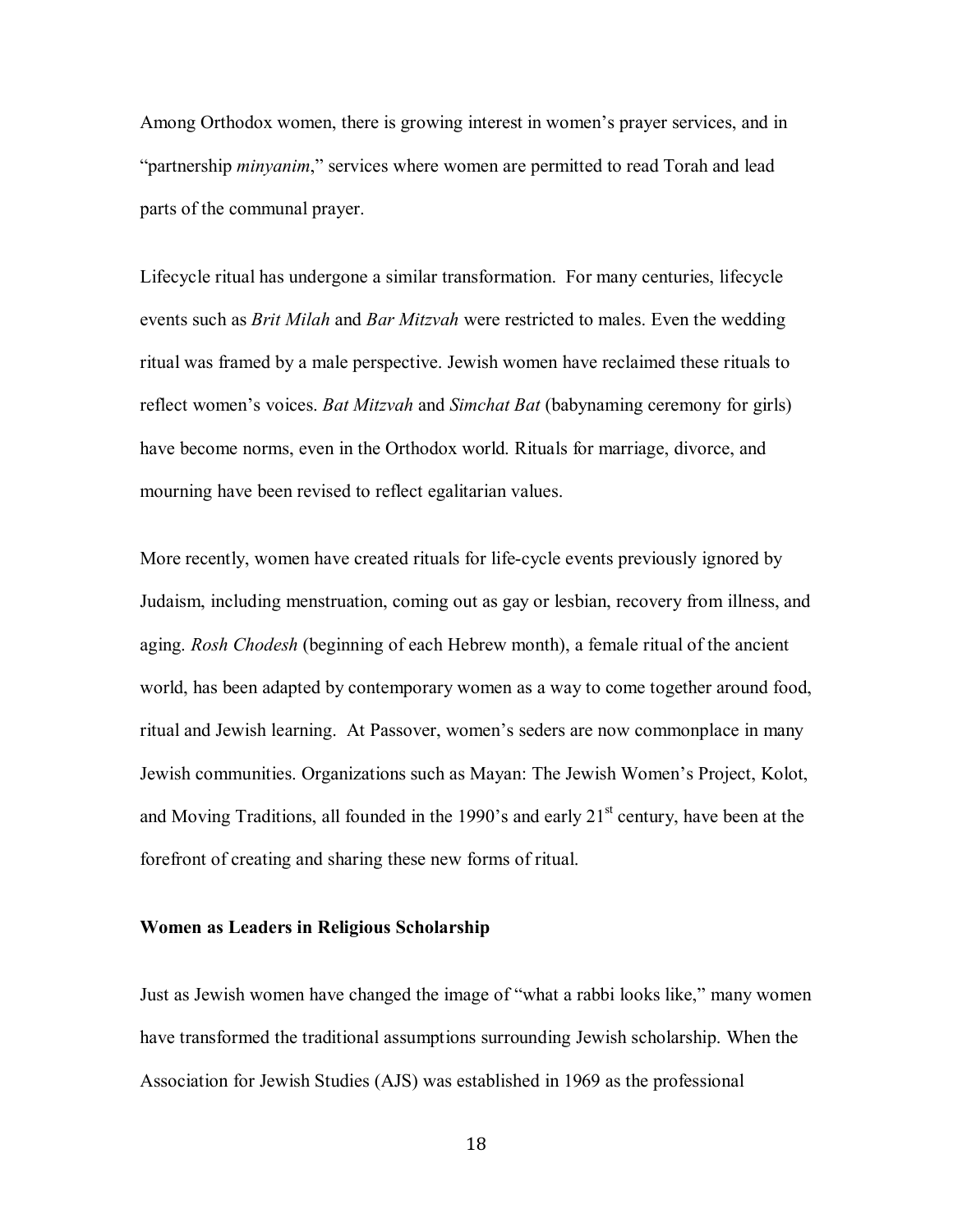Among Orthodox women, there is growing interest in women's prayer services, and in "partnership *minyanim*," services where women are permitted to read Torah and lead parts of the communal prayer.

Lifecycle ritual has undergone a similar transformation. For many centuries, lifecycle events such as *Brit Milah* and *Bar Mitzvah* were restricted to males. Even the wedding ritual was framed by a male perspective. Jewish women have reclaimed these rituals to reflect women's voices. *Bat Mitzvah* and *Simchat Bat* (babynaming ceremony for girls) have become norms, even in the Orthodox world. Rituals for marriage, divorce, and mourning have been revised to reflect egalitarian values.

More recently, women have created rituals for life-cycle events previously ignored by Judaism, including menstruation, coming out as gay or lesbian, recovery from illness, and aging. *Rosh Chodesh* (beginning of each Hebrew month), a female ritual of the ancient world, has been adapted by contemporary women as a way to come together around food, ritual and Jewish learning. At Passover, women's seders are now commonplace in many Jewish communities. Organizations such as Mayan: The Jewish Women's Project, Kolot, and Moving Traditions, all founded in the 1990's and early 21st century, have been at the forefront of creating and sharing these new forms of ritual.

### Women as Leaders in Religious Scholarship

Just as Jewish women have changed the image of "what a rabbi looks like," many women have transformed the traditional assumptions surrounding Jewish scholarship. When the Association for Jewish Studies (AJS) was established in 1969 as the professional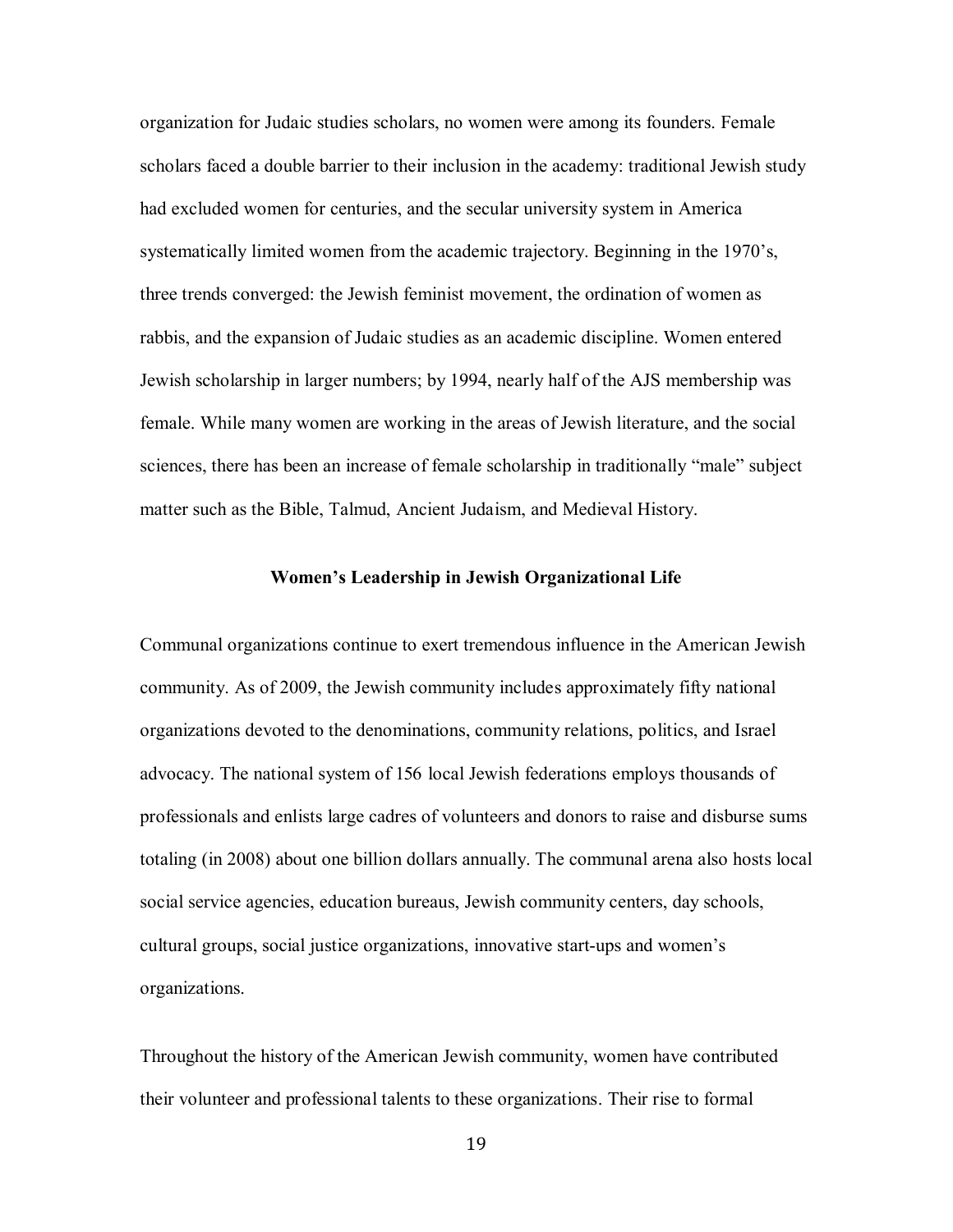organization for Judaic studies scholars, no women were among its founders. Female scholars faced a double barrier to their inclusion in the academy: traditional Jewish study had excluded women for centuries, and the secular university system in America systematically limited women from the academic trajectory. Beginning in the 1970's, three trends converged: the Jewish feminist movement, the ordination of women as rabbis, and the expansion of Judaic studies as an academic discipline. Women entered Jewish scholarship in larger numbers; by 1994, nearly half of the AJS membership was female. While many women are working in the areas of Jewish literature, and the social sciences, there has been an increase of female scholarship in traditionally "male" subject matter such as the Bible, Talmud, Ancient Judaism, and Medieval History.

## Women's Leadership in Jewish Organizational Life

Communal organizations continue to exert tremendous influence in the American Jewish community. As of 2009, the Jewish community includes approximately fifty national organizations devoted to the denominations, community relations, politics, and Israel advocacy. The national system of 156 local Jewish federations employs thousands of professionals and enlists large cadres of volunteers and donors to raise and disburse sums totaling (in 2008) about one billion dollars annually. The communal arena also hosts local social service agencies, education bureaus, Jewish community centers, day schools, cultural groups, social justice organizations, innovative start-ups and women's organizations.

Throughout the history of the American Jewish community, women have contributed their volunteer and professional talents to these organizations. Their rise to formal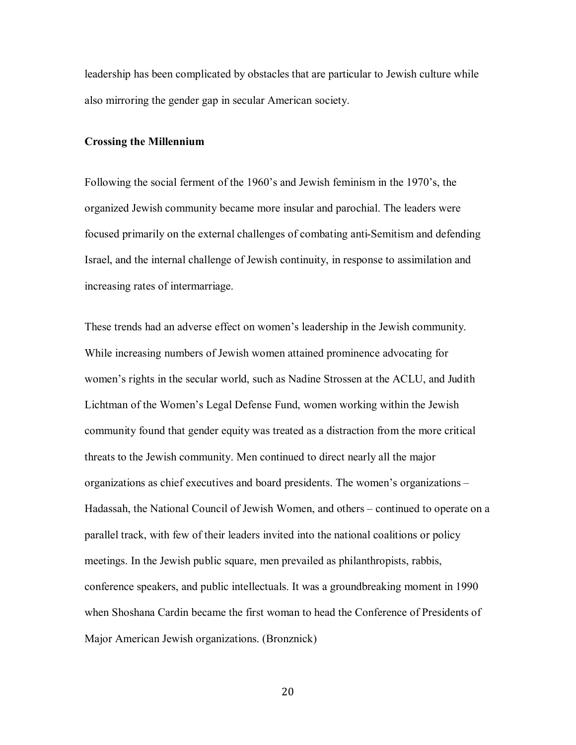leadership has been complicated by obstacles that are particular to Jewish culture while also mirroring the gender gap in secular American society.

**Crossing the Millennium**

Following the social ferment of the 1960's and Jewish feminism in the 1970's, the organized Jewish community became more insular and parochial. The leaders were focused primarily on the external challenges of combating anti-Semitism and defending Israel, and the internal challenge of Jewish continuity, in response to assimilation and increasing rates of intermarriage.

These trends had an adverse effect on women's leadership in the Jewish community. While increasing numbers of Jewish women attained prominence advocating for women's rights in the secular world, such as Nadine Strossen at the ACLU, and Judith Lichtman of the Women's Legal Defense Fund, women working within the Jewish community found that gender equity was treated as a distraction from the more critical threats to the Jewish community. Men continued to direct nearly all the major organizations as chief executives and board presidents. The women's organizations – Hadassah, the National Council of Jewish Women, and others – continued to operate on a parallel track, with few of their leaders invited into the national coalitions or policy meetings. In the Jewish public square, men prevailed as philanthropists, rabbis, conference speakers, and public intellectuals. It was a groundbreaking moment in 1990 when Shoshana Cardin became the first woman to head the Conference of Presidents of Major American Jewish organizations. (Bronznick)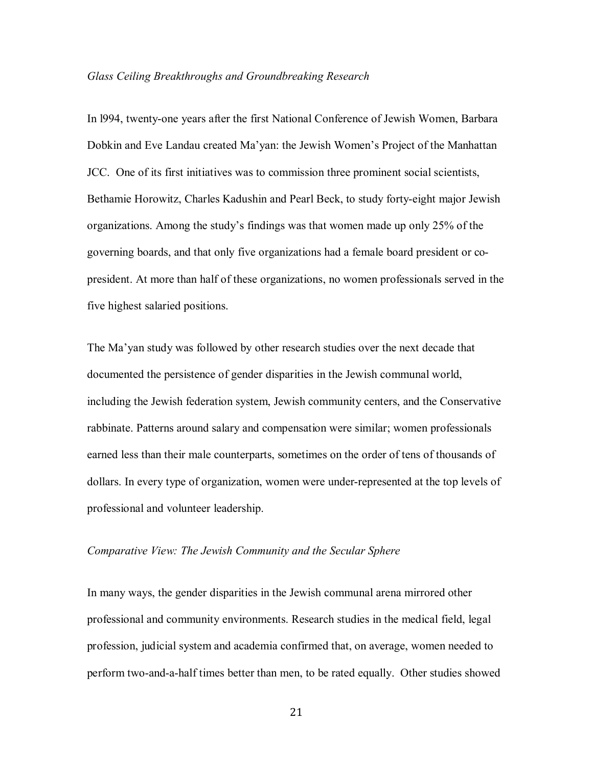*Glass Ceiling Breakthroughs and Groundbreaking Research*

In l994, twenty-one years after the first National Conference of Jewish Women, Barbara Dobkin and Eve Landau created Ma'yan: the Jewish Women's Project of the Manhattan JCC. One of its first initiatives was to commission three prominent social scientists, Bethamie Horowitz, Charles Kadushin and Pearl Beck, to study forty-eight major Jewish organizations. Among the study's findings was that women made up only 25% of the governing boards, and that only five organizations had a female board president or co-president. At more than half of these organizations, no women professionals served in the five highest salaried positions.

The Ma'yan study was followed by other research studies over the next decade that documented the persistence of gender disparities in the Jewish communal world, including the Jewish federation system, Jewish community centers, and the Conservative rabbinate. Patterns around salary and compensation were similar; women professionals earned less than their male counterparts, sometimes on the order of tens of thousands of dollars. In every type of organization, women were under-represented at the top levels of professional and volunteer leadership.

*Comparative View: The Jewish Community and the Secular Sphere*

In many ways, the gender disparities in the Jewish communal arena mirrored other professional and community environments. Research studies in the medical field, legal profession, judicial system and academia confirmed that, on average, women needed to perform two-and-a-half times better than men, to be rated equally. Other studies showed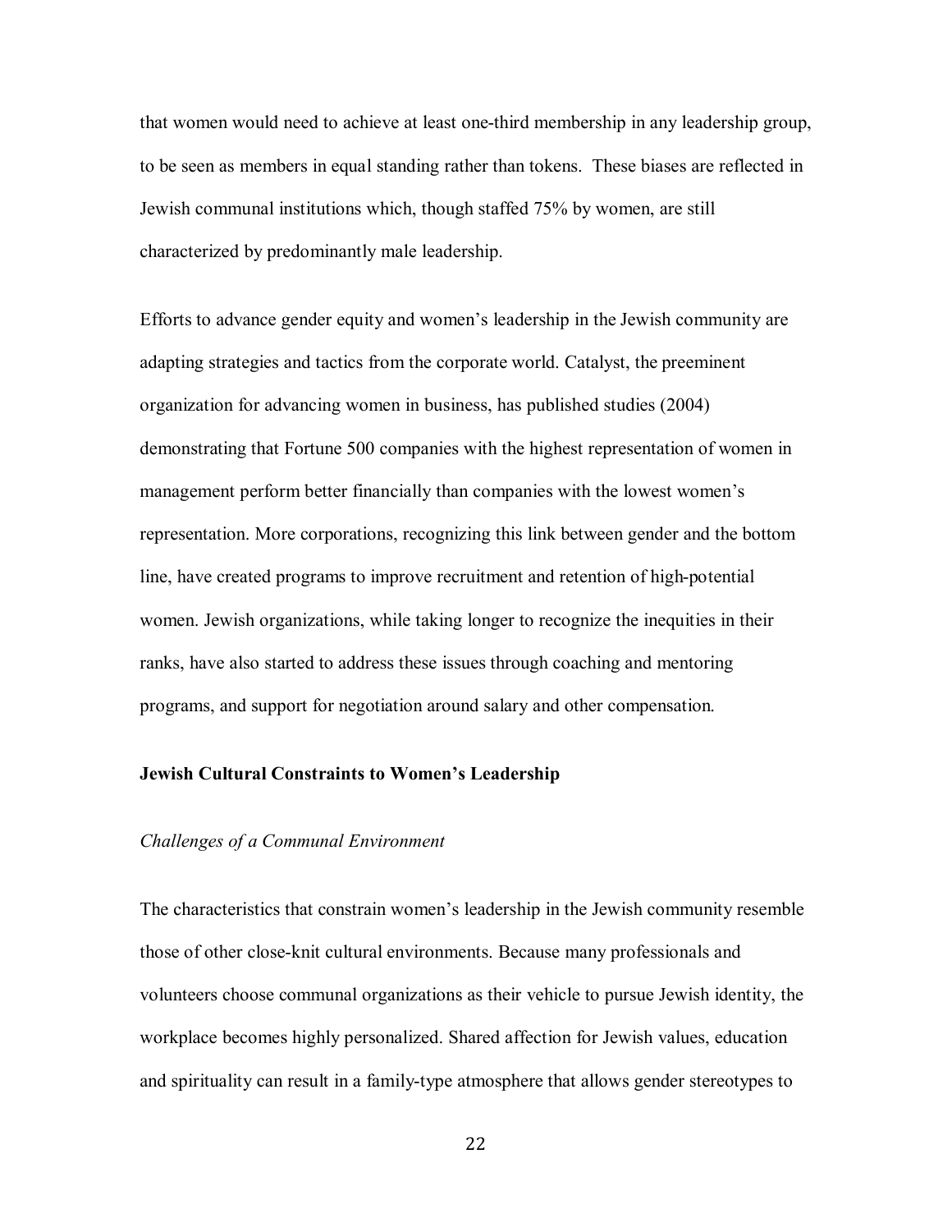that women would need to achieve at least one-third membership in any leadership group, to be seen as members in equal standing rather than tokens. These biases are reflected in Jewish communal institutions which, though staffed 75% by women, are still characterized by predominantly male leadership.

Efforts to advance gender equity and women's leadership in the Jewish community are adapting strategies and tactics from the corporate world. Catalyst, the preeminent organization for advancing women in business, has published studies (2004) demonstrating that Fortune 500 companies with the highest representation of women in management perform better financially than companies with the lowest women's representation. More corporations, recognizing this link between gender and the bottom line, have created programs to improve recruitment and retention of high-potential women. Jewish organizations, while taking longer to recognize the inequities in their ranks, have also started to address these issues through coaching and mentoring programs, and support for negotiation around salary and other compensation.

## Jewish Cultural Constraints to Women's Leadership

### *Challenges of a Communal Environment*

The characteristics that constrain women's leadership in the Jewish community resemble those of other close-knit cultural environments. Because many professionals and volunteers choose communal organizations as their vehicle to pursue Jewish identity, the workplace becomes highly personalized. Shared affection for Jewish values, education and spirituality can result in a family-type atmosphere that allows gender stereotypes to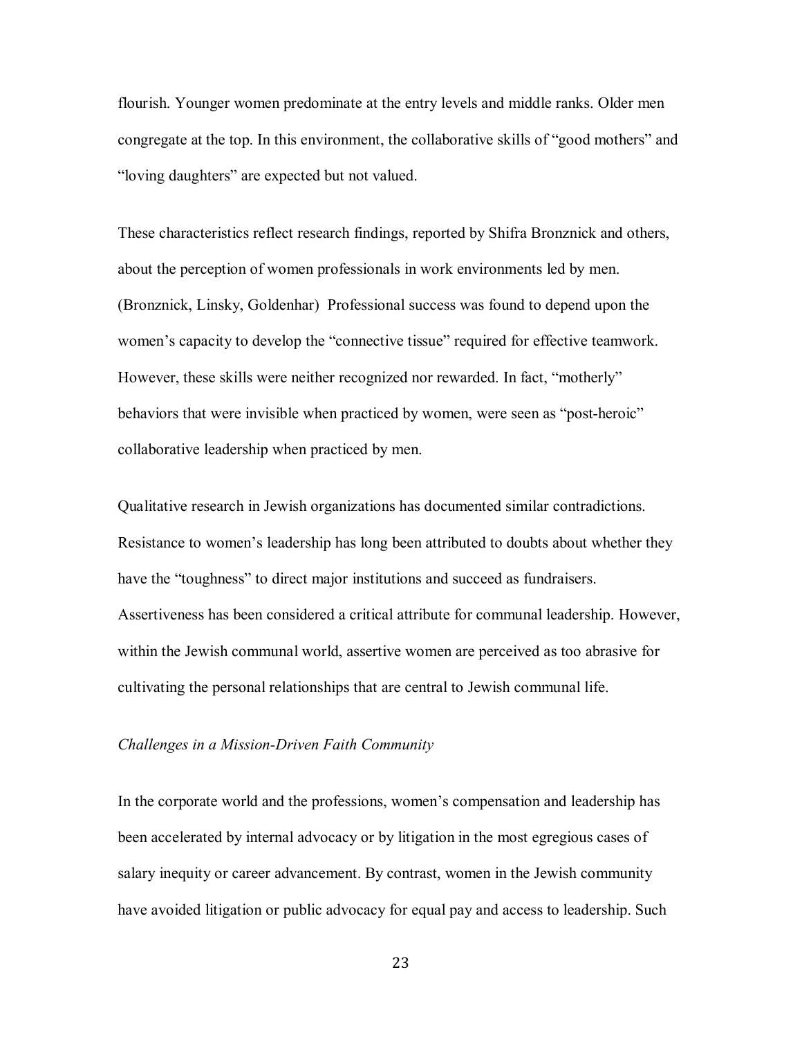flourish. Younger women predominate at the entry levels and middle ranks. Older men congregate at the top. In this environment, the collaborative skills of "good mothers" and "loving daughters" are expected but not valued.

These characteristics reflect research findings, reported by Shifra Bronznick and others, about the perception of women professionals in work environments led by men. (Bronznick, Linsky, Goldenhar) Professional success was found to depend upon the women's capacity to develop the "connective tissue" required for effective teamwork. However, these skills were neither recognized nor rewarded. In fact, "motherly" behaviors that were invisible when practiced by women, were seen as "post-heroic" collaborative leadership when practiced by men.

Qualitative research in Jewish organizations has documented similar contradictions. Resistance to women's leadership has long been attributed to doubts about whether they have the "toughness" to direct major institutions and succeed as fundraisers. Assertiveness has been considered a critical attribute for communal leadership. However, within the Jewish communal world, assertive women are perceived as too abrasive for cultivating the personal relationships that are central to Jewish communal life.

*Challenges in a Mission-Driven Faith Community*

In the corporate world and the professions, women's compensation and leadership has been accelerated by internal advocacy or by litigation in the most egregious cases of salary inequity or career advancement. By contrast, women in the Jewish community have avoided litigation or public advocacy for equal pay and access to leadership. Such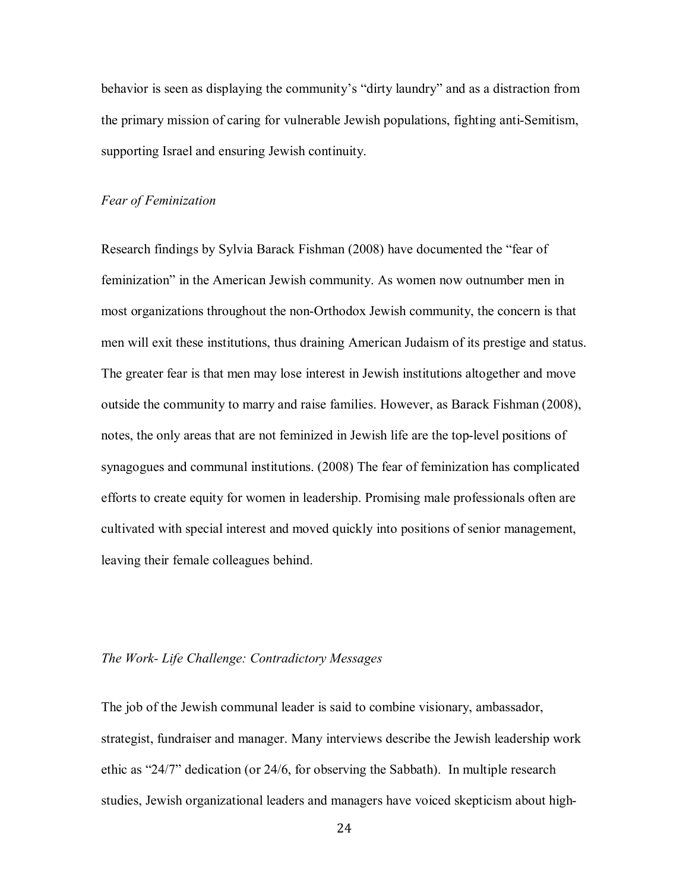behavior is seen as displaying the community's "dirty laundry" and as a distraction from the primary mission of caring for vulnerable Jewish populations, fighting anti-Semitism, supporting Israel and ensuring Jewish continuity.

*Fear of Feminization*

Research findings by Sylvia Barack Fishman (2008) have documented the "fear of feminization" in the American Jewish community. As women now outnumber men in most organizations throughout the non-Orthodox Jewish community, the concern is that men will exit these institutions, thus draining American Judaism of its prestige and status. The greater fear is that men may lose interest in Jewish institutions altogether and move outside the community to marry and raise families. However, as Barack Fishman (2008), notes, the only areas that are not feminized in Jewish life are the top-level positions of synagogues and communal institutions. (2008) The fear of feminization has complicated efforts to create equity for women in leadership. Promising male professionals often are cultivated with special interest and moved quickly into positions of senior management, leaving their female colleagues behind.

*The Work- Life Challenge: Contradictory Messages*

The job of the Jewish communal leader is said to combine visionary, ambassador, strategist, fundraiser and manager. Many interviews describe the Jewish leadership work ethic as "24/7" dedication (or 24/6, for observing the Sabbath). In multiple research studies, Jewish organizational leaders and managers have voiced skepticism about high-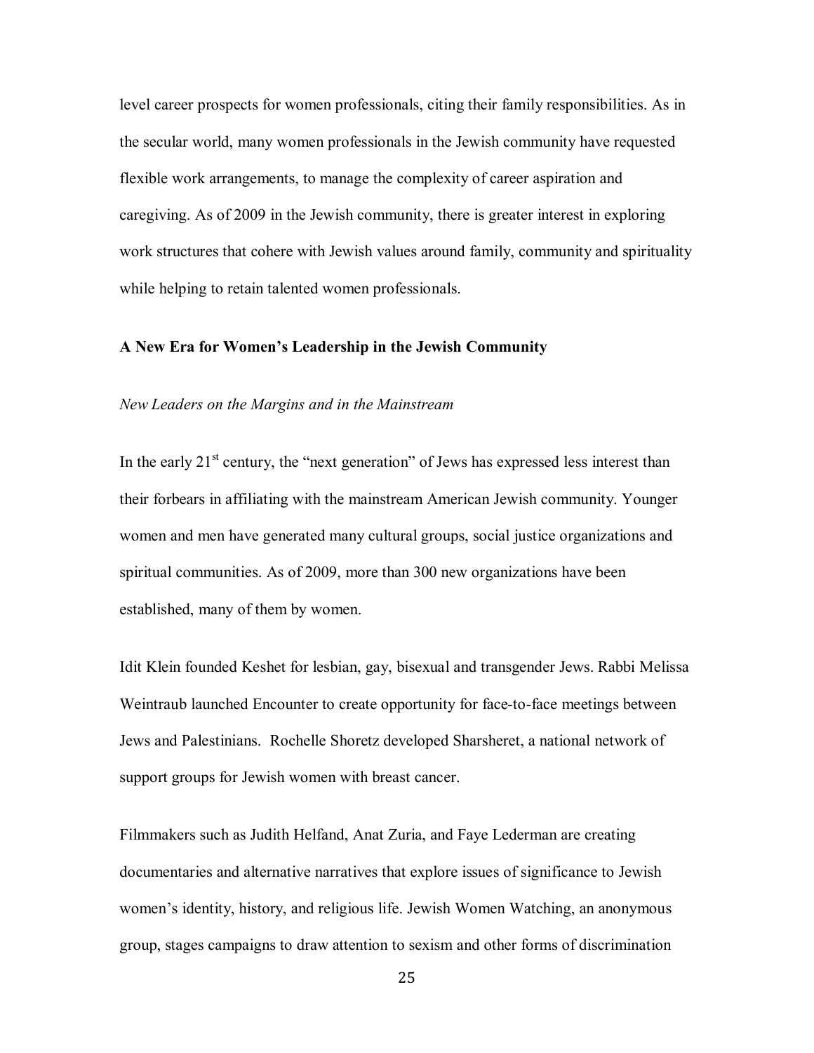level career prospects for women professionals, citing their family responsibilities. As in the secular world, many women professionals in the Jewish community have requested flexible work arrangements, to manage the complexity of career aspiration and caregiving. As of 2009 in the Jewish community, there is greater interest in exploring work structures that cohere with Jewish values around family, community and spirituality while helping to retain talented women professionals.

## A New Era for Women's Leadership in the Jewish Community

### *New Leaders on the Margins and in the Mainstream*

In the early 21st century, the "next generation" of Jews has expressed less interest than their forbears in affiliating with the mainstream American Jewish community. Younger women and men have generated many cultural groups, social justice organizations and spiritual communities. As of 2009, more than 300 new organizations have been established, many of them by women.

Idit Klein founded Keshet for lesbian, gay, bisexual and transgender Jews. Rabbi Melissa Weintraub launched Encounter to create opportunity for face-to-face meetings between Jews and Palestinians. Rochelle Shoretz developed Sharsheret, a national network of support groups for Jewish women with breast cancer.

Filmmakers such as Judith Helfand, Anat Zuria, and Faye Lederman are creating documentaries and alternative narratives that explore issues of significance to Jewish women's identity, history, and religious life. Jewish Women Watching, an anonymous group, stages campaigns to draw attention to sexism and other forms of discrimination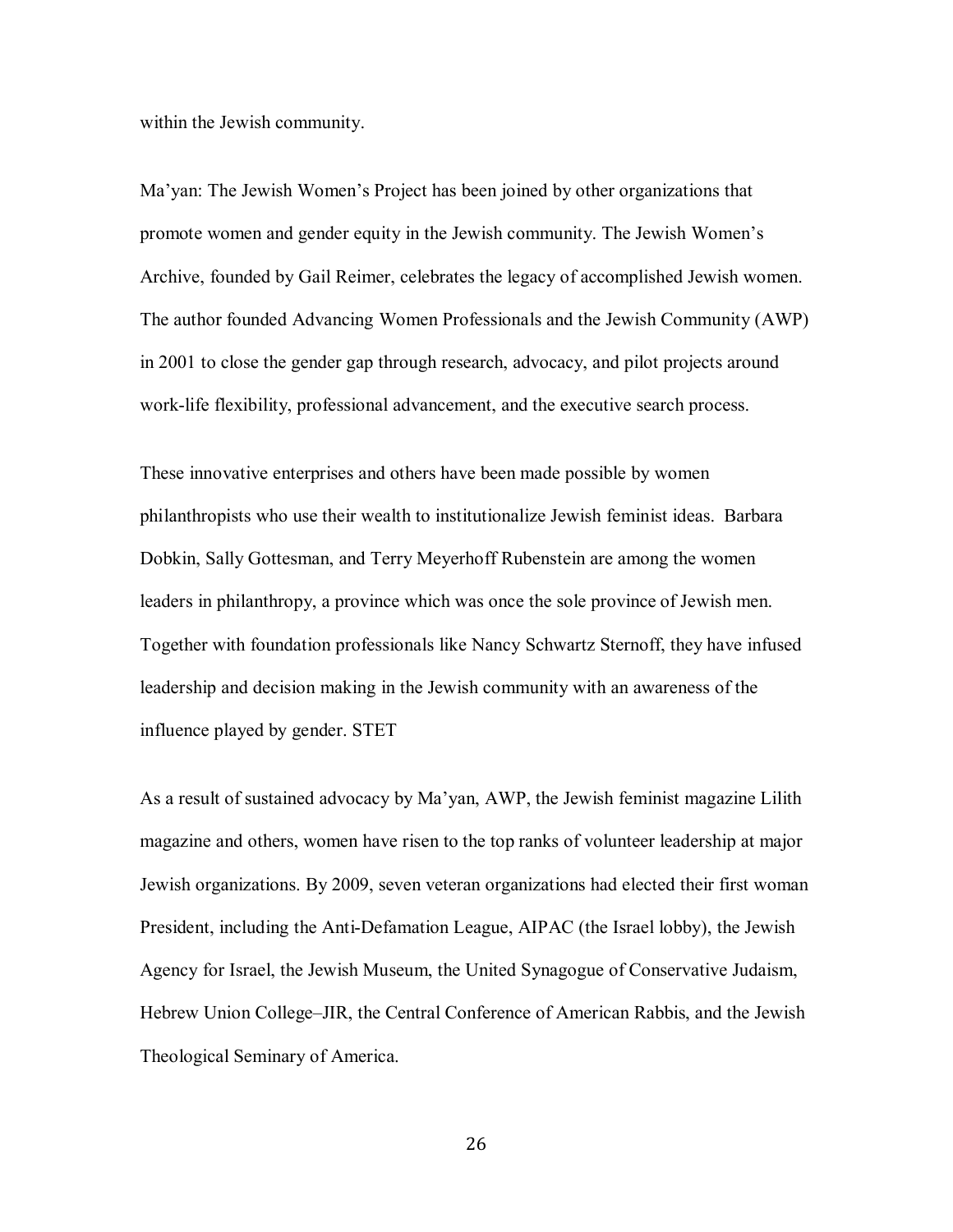within the Jewish community.

Ma'yan: The Jewish Women's Project has been joined by other organizations that promote women and gender equity in the Jewish community. The Jewish Women's Archive, founded by Gail Reimer, celebrates the legacy of accomplished Jewish women. The author founded Advancing Women Professionals and the Jewish Community (AWP) in 2001 to close the gender gap through research, advocacy, and pilot projects around work-life flexibility, professional advancement, and the executive search process.

These innovative enterprises and others have been made possible by women philanthropists who use their wealth to institutionalize Jewish feminist ideas. Barbara Dobkin, Sally Gottesman, and Terry Meyerhoff Rubenstein are among the women leaders in philanthropy, a province which was once the sole province of Jewish men. Together with foundation professionals like Nancy Schwartz Sternoff, they have infused leadership and decision making in the Jewish community with an awareness of the influence played by gender. STET

As a result of sustained advocacy by Ma'yan, AWP, the Jewish feminist magazine Lilith magazine and others, women have risen to the top ranks of volunteer leadership at major Jewish organizations. By 2009, seven veteran organizations had elected their first woman President, including the Anti-Defamation League, AIPAC (the Israel lobby), the Jewish Agency for Israel, the Jewish Museum, the United Synagogue of Conservative Judaism, Hebrew Union College–JIR, the Central Conference of American Rabbis, and the Jewish Theological Seminary of America.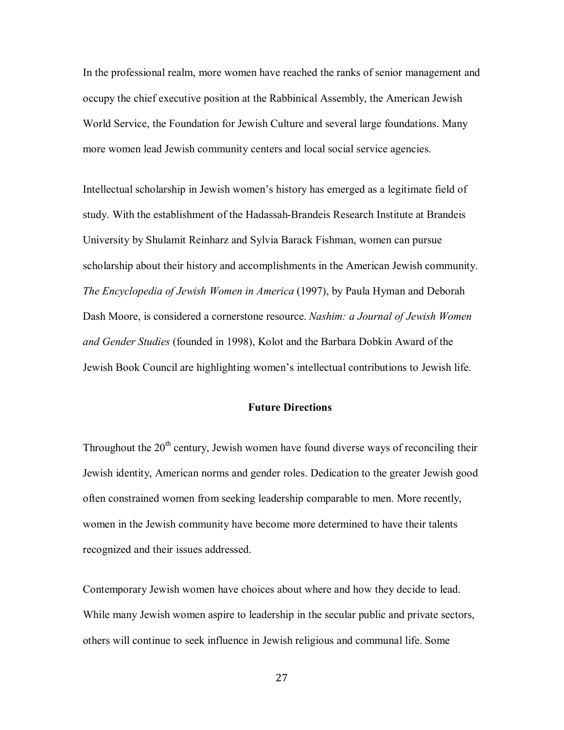In the professional realm, more women have reached the ranks of senior management and occupy the chief executive position at the Rabbinical Assembly, the American Jewish World Service, the Foundation for Jewish Culture and several large foundations. Many more women lead Jewish community centers and local social service agencies.

Intellectual scholarship in Jewish women's history has emerged as a legitimate field of study. With the establishment of the Hadassah-Brandeis Research Institute at Brandeis University by Shulamit Reinharz and Sylvia Barack Fishman, women can pursue scholarship about their history and accomplishments in the American Jewish community. *The Encyclopedia of Jewish Women in America* (1997), by Paula Hyman and Deborah Dash Moore, is considered a cornerstone resource. *Nashim: a Journal of Jewish Women and Gender Studies* (founded in 1998), Kolot and the Barbara Dobkin Award of the Jewish Book Council are highlighting women's intellectual contributions to Jewish life.

## Future Directions

Throughout the 20th century, Jewish women have found diverse ways of reconciling their Jewish identity, American norms and gender roles. Dedication to the greater Jewish good often constrained women from seeking leadership comparable to men. More recently, women in the Jewish community have become more determined to have their talents recognized and their issues addressed.

Contemporary Jewish women have choices about where and how they decide to lead. While many Jewish women aspire to leadership in the secular public and private sectors, others will continue to seek influence in Jewish religious and communal life. Some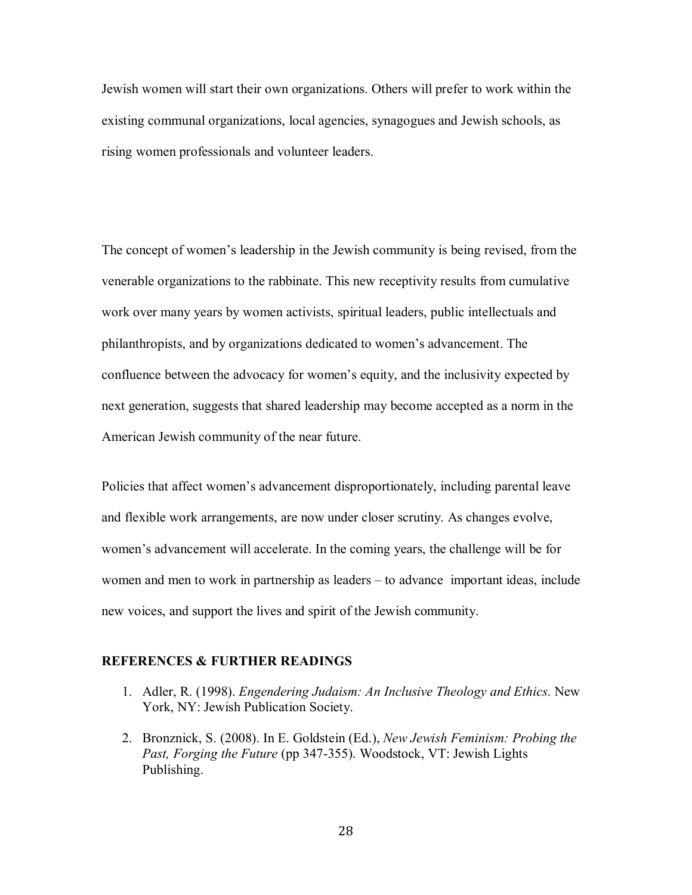Jewish women will start their own organizations. Others will prefer to work within the existing communal organizations, local agencies, synagogues and Jewish schools, as rising women professionals and volunteer leaders.

The concept of women's leadership in the Jewish community is being revised, from the venerable organizations to the rabbinate. This new receptivity results from cumulative work over many years by women activists, spiritual leaders, public intellectuals and philanthropists, and by organizations dedicated to women's advancement. The confluence between the advocacy for women's equity, and the inclusivity expected by next generation, suggests that shared leadership may become accepted as a norm in the American Jewish community of the near future.

Policies that affect women's advancement disproportionately, including parental leave and flexible work arrangements, are now under closer scrutiny. As changes evolve, women's advancement will accelerate. In the coming years, the challenge will be for women and men to work in partnership as leaders – to advance important ideas, include new voices, and support the lives and spirit of the Jewish community.

**REFERENCES & FURTHER READINGS**

1. Adler, R. (1998). *Engendering Judaism: An Inclusive Theology and Ethics*. New York, NY: Jewish Publication Society.
2. Bronznick, S. (2008). In E. Goldstein (Ed.), *New Jewish Feminism: Probing the Past, Forging the Future* (pp 347-355). Woodstock, VT: Jewish Lights Publishing.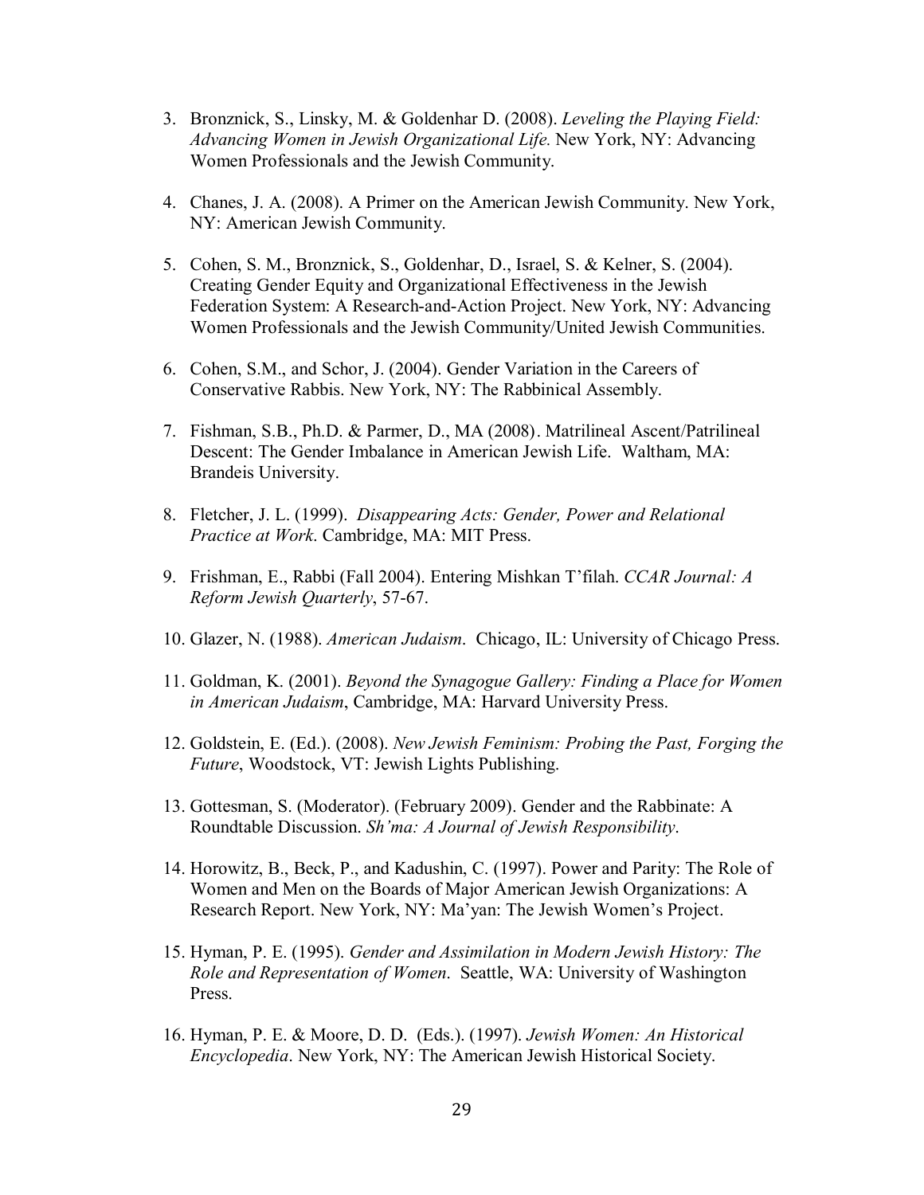3. Bronznick, S., Linsky, M. & Goldenhar D. (2008). *Leveling the Playing Field: Advancing Women in Jewish Organizational Life.* New York, NY: Advancing Women Professionals and the Jewish Community.

4. Chanes, J. A. (2008). A Primer on the American Jewish Community. New York, NY: American Jewish Community.

5. Cohen, S. M., Bronznick, S., Goldenhar, D., Israel, S. & Kelner, S. (2004). Creating Gender Equity and Organizational Effectiveness in the Jewish Federation System: A Research-and-Action Project. New York, NY: Advancing Women Professionals and the Jewish Community/United Jewish Communities.

6. Cohen, S.M., and Schor, J. (2004). Gender Variation in the Careers of Conservative Rabbis. New York, NY: The Rabbinical Assembly.

7. Fishman, S.B., Ph.D. & Parmer, D., MA (2008). Matrilineal Ascent/Patrilineal Descent: The Gender Imbalance in American Jewish Life. Waltham, MA: Brandeis University.

8. Fletcher, J. L. (1999). *Disappearing Acts: Gender, Power and Relational Practice at Work*. Cambridge, MA: MIT Press.

9. Frishman, E., Rabbi (Fall 2004). Entering Mishkan T'filah. *CCAR Journal: A Reform Jewish Quarterly*, 57-67.

10. Glazer, N. (1988). *American Judaism*. Chicago, IL: University of Chicago Press.

11. Goldman, K. (2001). *Beyond the Synagogue Gallery: Finding a Place for Women in American Judaism*, Cambridge, MA: Harvard University Press.

12. Goldstein, E. (Ed.). (2008). *New Jewish Feminism: Probing the Past, Forging the Future*, Woodstock, VT: Jewish Lights Publishing.

13. Gottesman, S. (Moderator). (February 2009). Gender and the Rabbinate: A Roundtable Discussion. *Sh'ma: A Journal of Jewish Responsibility*.

14. Horowitz, B., Beck, P., and Kadushin, C. (1997). Power and Parity: The Role of Women and Men on the Boards of Major American Jewish Organizations: A Research Report. New York, NY: Ma'yan: The Jewish Women's Project.

15. Hyman, P. E. (1995). *Gender and Assimilation in Modern Jewish History: The Role and Representation of Women*. Seattle, WA: University of Washington Press.

16. Hyman, P. E. & Moore, D. D. (Eds.). (1997). *Jewish Women: An Historical Encyclopedia*. New York, NY: The American Jewish Historical Society.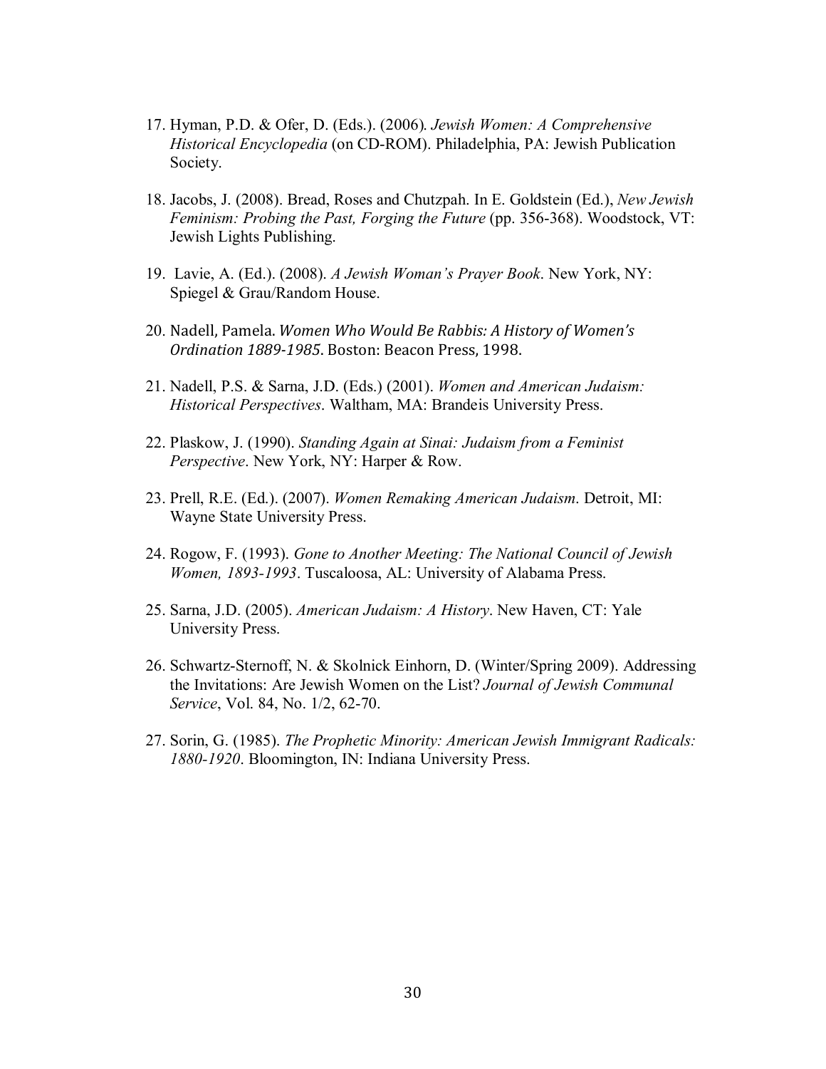17. Hyman, P.D. & Ofer, D. (Eds.). (2006). *Jewish Women: A Comprehensive Historical Encyclopedia* (on CD-ROM). Philadelphia, PA: Jewish Publication Society.

18. Jacobs, J. (2008). Bread, Roses and Chutzpah. In E. Goldstein (Ed.), *New Jewish Feminism: Probing the Past, Forging the Future* (pp. 356-368). Woodstock, VT: Jewish Lights Publishing.

19. Lavie, A. (Ed.). (2008). *A Jewish Woman's Prayer Book*. New York, NY: Spiegel & Grau/Random House.

20. Nadell, Pamela. *Women Who Would Be Rabbis: A History of Women's Ordination 1889-1985*. Boston: Beacon Press, 1998.

21. Nadell, P.S. & Sarna, J.D. (Eds.) (2001). *Women and American Judaism: Historical Perspectives*. Waltham, MA: Brandeis University Press.

22. Plaskow, J. (1990). *Standing Again at Sinai: Judaism from a Feminist Perspective*. New York, NY: Harper & Row.

23. Prell, R.E. (Ed.). (2007). *Women Remaking American Judaism*. Detroit, MI: Wayne State University Press.

24. Rogow, F. (1993). *Gone to Another Meeting: The National Council of Jewish Women, 1893-1993*. Tuscaloosa, AL: University of Alabama Press.

25. Sarna, J.D. (2005). *American Judaism: A History*. New Haven, CT: Yale University Press.

26. Schwartz-Sternoff, N. & Skolnick Einhorn, D. (Winter/Spring 2009). Addressing the Invitations: Are Jewish Women on the List? *Journal of Jewish Communal Service*, Vol. 84, No. 1/2, 62-70.

27. Sorin, G. (1985). *The Prophetic Minority: American Jewish Immigrant Radicals: 1880-1920*. Bloomington, IN: Indiana University Press.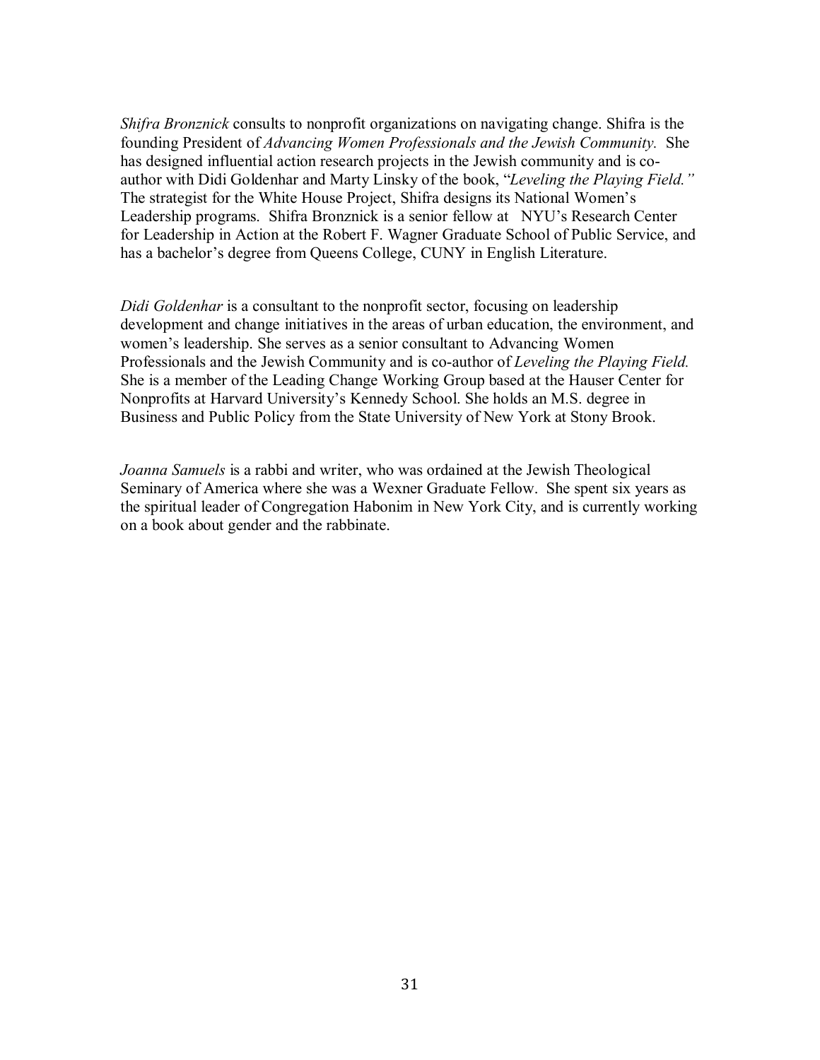*Shifra Bronznick* consults to nonprofit organizations on navigating change. Shifra is the founding President of *Advancing Women Professionals and the Jewish Community.* She has designed influential action research projects in the Jewish community and is co-author with Didi Goldenhar and Marty Linsky of the book, "*Leveling the Playing Field.*" The strategist for the White House Project, Shifra designs its National Women's Leadership programs. Shifra Bronznick is a senior fellow at NYU's Research Center for Leadership in Action at the Robert F. Wagner Graduate School of Public Service, and has a bachelor's degree from Queens College, CUNY in English Literature.

*Didi Goldenhar* is a consultant to the nonprofit sector, focusing on leadership development and change initiatives in the areas of urban education, the environment, and women's leadership. She serves as a senior consultant to Advancing Women Professionals and the Jewish Community and is co-author of *Leveling the Playing Field.* She is a member of the Leading Change Working Group based at the Hauser Center for Nonprofits at Harvard University's Kennedy School. She holds an M.S. degree in Business and Public Policy from the State University of New York at Stony Brook.

*Joanna Samuels* is a rabbi and writer, who was ordained at the Jewish Theological Seminary of America where she was a Wexner Graduate Fellow. She spent six years as the spiritual leader of Congregation Habonim in New York City, and is currently working on a book about gender and the rabbinate.